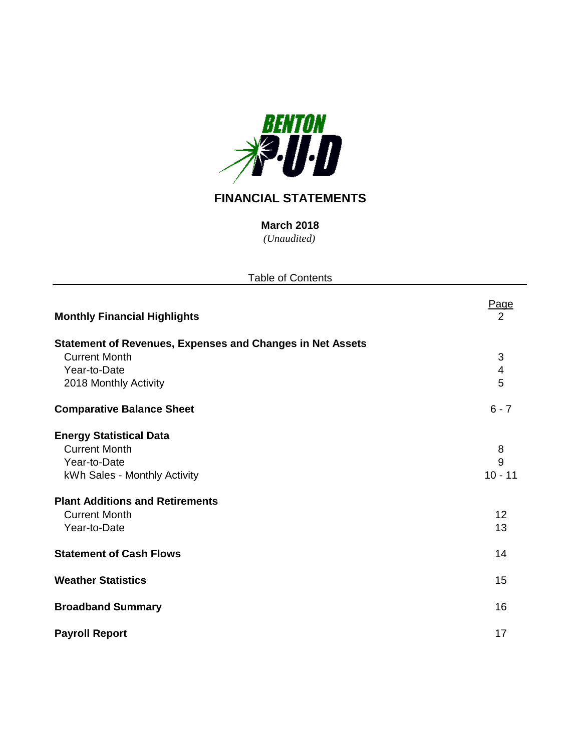# FINANCIAL STATEMENTS

**March 2018**
*(Unaudited)*

Table of Contents

| | Page |
|---|---|
| **Monthly Financial Highlights** | 2 |
| **Statement of Revenues, Expenses and Changes in Net Assets** | |
| Current Month | 3 |
| Year-to-Date | 4 |
| 2018 Monthly Activity | 5 |
| **Comparative Balance Sheet** | 6 - 7 |
| **Energy Statistical Data** | |
| Current Month | 8 |
| Year-to-Date | 9 |
| kWh Sales - Monthly Activity | 10 - 11 |
| **Plant Additions and Retirements** | |
| Current Month | 12 |
| Year-to-Date | 13 |
| **Statement of Cash Flows** | 14 |
| **Weather Statistics** | 15 |
| **Broadband Summary** | 16 |
| **Payroll Report** | 17 |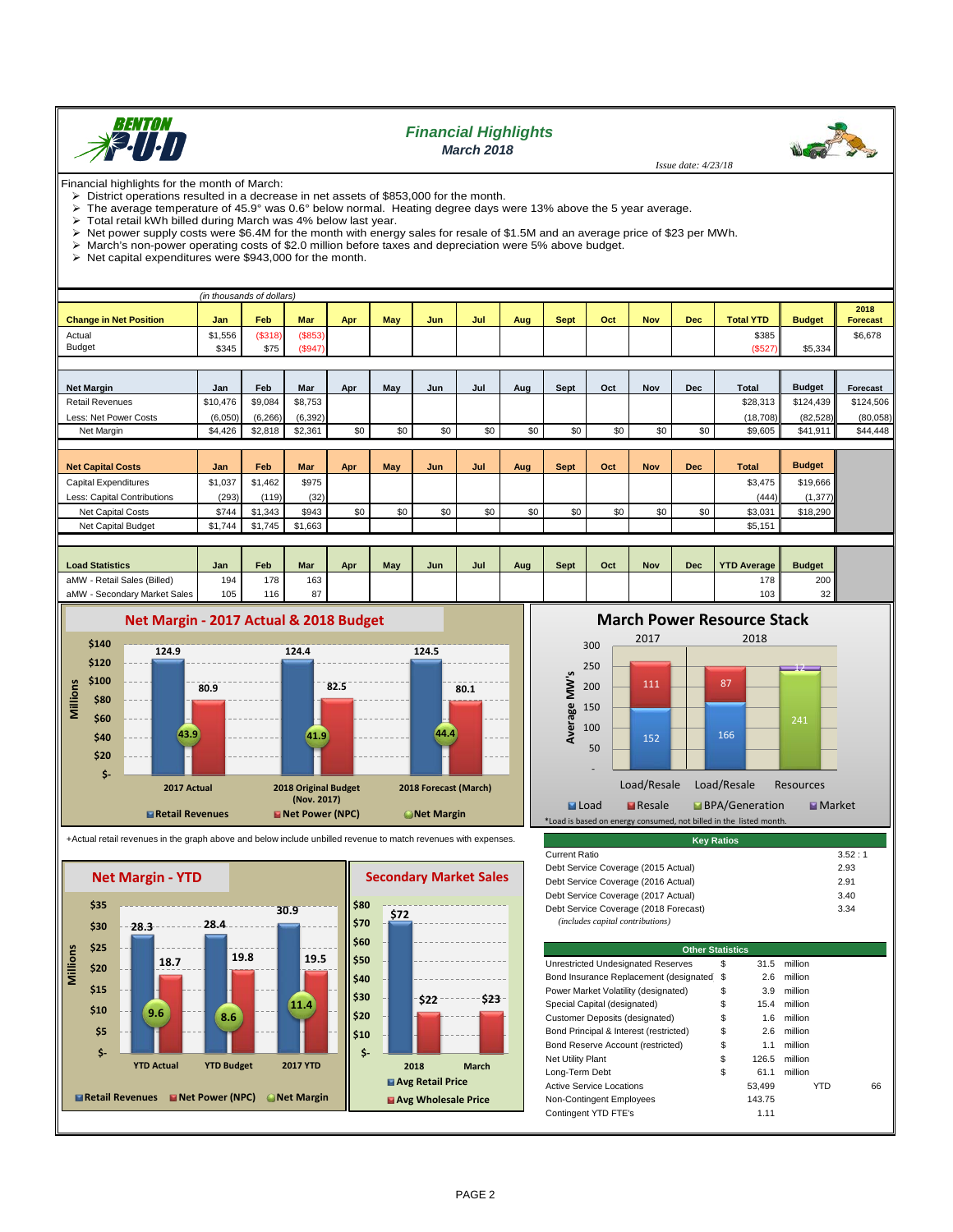# Financial Highlights
## March 2018

*Issue date: 4/23/18*

Financial highlights for the month of March:

- District operations resulted in a decrease in net assets of $853,000 for the month.
- The average temperature of 45.9° was 0.6° below normal. Heating degree days were 13% above the 5 year average.
- Total retail kWh billed during March was 4% below last year.
- Net power supply costs were $6.4M for the month with energy sales for resale of $1.5M and an average price of $23 per MWh.
- March's non-power operating costs of $2.0 million before taxes and depreciation were 5% above budget.
- Net capital expenditures were $943,000 for the month.

*(in thousands of dollars)*

| Change in Net Position | Jan | Feb | Mar | Apr | May | Jun | Jul | Aug | Sept | Oct | Nov | Dec | Total YTD | Budget | 2018 Forecast |
|---|---|---|---|---|---|---|---|---|---|---|---|---|---|---|---|
| Actual | $1,556 | ($318) | ($853) | | | | | | | | | | $385 | | $6,678 |
| Budget | $345 | $75 | ($947) | | | | | | | | | | ($527) | $5,334 | |

| Net Margin | Jan | Feb | Mar | Apr | May | Jun | Jul | Aug | Sept | Oct | Nov | Dec | Total | Budget | Forecast |
|---|---|---|---|---|---|---|---|---|---|---|---|---|---|---|---|
| Retail Revenues | $10,476 | $9,084 | $8,753 | | | | | | | | | | $28,313 | $124,439 | $124,506 |
| Less: Net Power Costs | (6,050) | (6,266) | (6,392) | | | | | | | | | | (18,708) | (82,528) | (80,058) |
| Net Margin | $4,426 | $2,818 | $2,361 | $0 | $0 | $0 | $0 | $0 | $0 | $0 | $0 | $0 | $9,605 | $41,911 | $44,448 |

| Net Capital Costs | Jan | Feb | Mar | Apr | May | Jun | Jul | Aug | Sept | Oct | Nov | Dec | Total | Budget |
|---|---|---|---|---|---|---|---|---|---|---|---|---|---|---|
| Capital Expenditures | $1,037 | $1,462 | $975 | | | | | | | | | | $3,475 | $19,666 |
| Less: Capital Contributions | (293) | (119) | (32) | | | | | | | | | | (444) | (1,377) |
| Net Capital Costs | $744 | $1,343 | $943 | $0 | $0 | $0 | $0 | $0 | $0 | $0 | $0 | $0 | $3,031 | $18,290 |
| Net Capital Budget | $1,744 | $1,745 | $1,663 | | | | | | | | | | $5,151 | |

| Load Statistics | Jan | Feb | Mar | Apr | May | Jun | Jul | Aug | Sept | Oct | Nov | Dec | YTD Average | Budget |
|---|---|---|---|---|---|---|---|---|---|---|---|---|---|---|
| aMW - Retail Sales (Billed) | 194 | 178 | 163 | | | | | | | | | | 178 | 200 |
| aMW - Secondary Market Sales | 105 | 116 | 87 | | | | | | | | | | 103 | 32 |

### Net Margin - 2017 Actual & 2018 Budget

| | Retail Revenues | Net Power (NPC) | Net Margin |
|---|---|---|---|
| 2017 Actual | 124.9 | 80.9 | 43.9 |
| 2018 Original Budget (Nov. 2017) | 124.4 | 82.5 | 41.9 |
| 2018 Forecast (March) | 124.5 | 80.1 | 44.4 |

(Millions)

### March Power Resource Stack

| | Load | Resale | BPA/Generation | Market |
|---|---|---|---|---|
| 2017 Load/Resale | 152 | 111 | | |
| 2018 Load/Resale | 166 | 87 | | |
| 2018 Resources | | | 241 | 12 |

(Average MW's)

*Load is based on energy consumed, not billed in the listed month.

+Actual retail revenues in the graph above and below include unbilled revenue to match revenues with expenses.

### Net Margin - YTD

| | Retail Revenues | Net Power (NPC) | Net Margin |
|---|---|---|---|
| YTD Actual | 28.3 | 18.7 | 9.6 |
| YTD Budget | 28.4 | 19.8 | 8.6 |
| 2017 YTD | 30.9 | 19.5 | 11.4 |

(Millions)

### Secondary Market Sales

| | Avg Retail Price | Avg Wholesale Price |
|---|---|---|
| 2018 | $72 | $22 |
| March | | $23 |

| Key Ratios | |
|---|---|
| Current Ratio | 3.52 : 1 |
| Debt Service Coverage (2015 Actual) | 2.93 |
| Debt Service Coverage (2016 Actual) | 2.91 |
| Debt Service Coverage (2017 Actual) | 3.40 |
| Debt Service Coverage (2018 Forecast) | 3.34 |
| *(includes capital contributions)* | |

| Other Statistics | | | | | |
|---|---|---|---|---|---|
| Unrestricted Undesignated Reserves | $ | 31.5 | million | | |
| Bond Insurance Replacement (designated) | $ | 2.6 | million | | |
| Power Market Volatility (designated) | $ | 3.9 | million | | |
| Special Capital (designated) | $ | 15.4 | million | | |
| Customer Deposits (designated) | $ | 1.6 | million | | |
| Bond Principal & Interest (restricted) | $ | 2.6 | million | | |
| Bond Reserve Account (restricted) | $ | 1.1 | million | | |
| Net Utility Plant | $ | 126.5 | million | | |
| Long-Term Debt | $ | 61.1 | million | | |
| Active Service Locations | | 53,499 | | YTD | 66 |
| Non-Contingent Employees | | 143.75 | | | |
| Contingent YTD FTE's | | 1.11 | | | |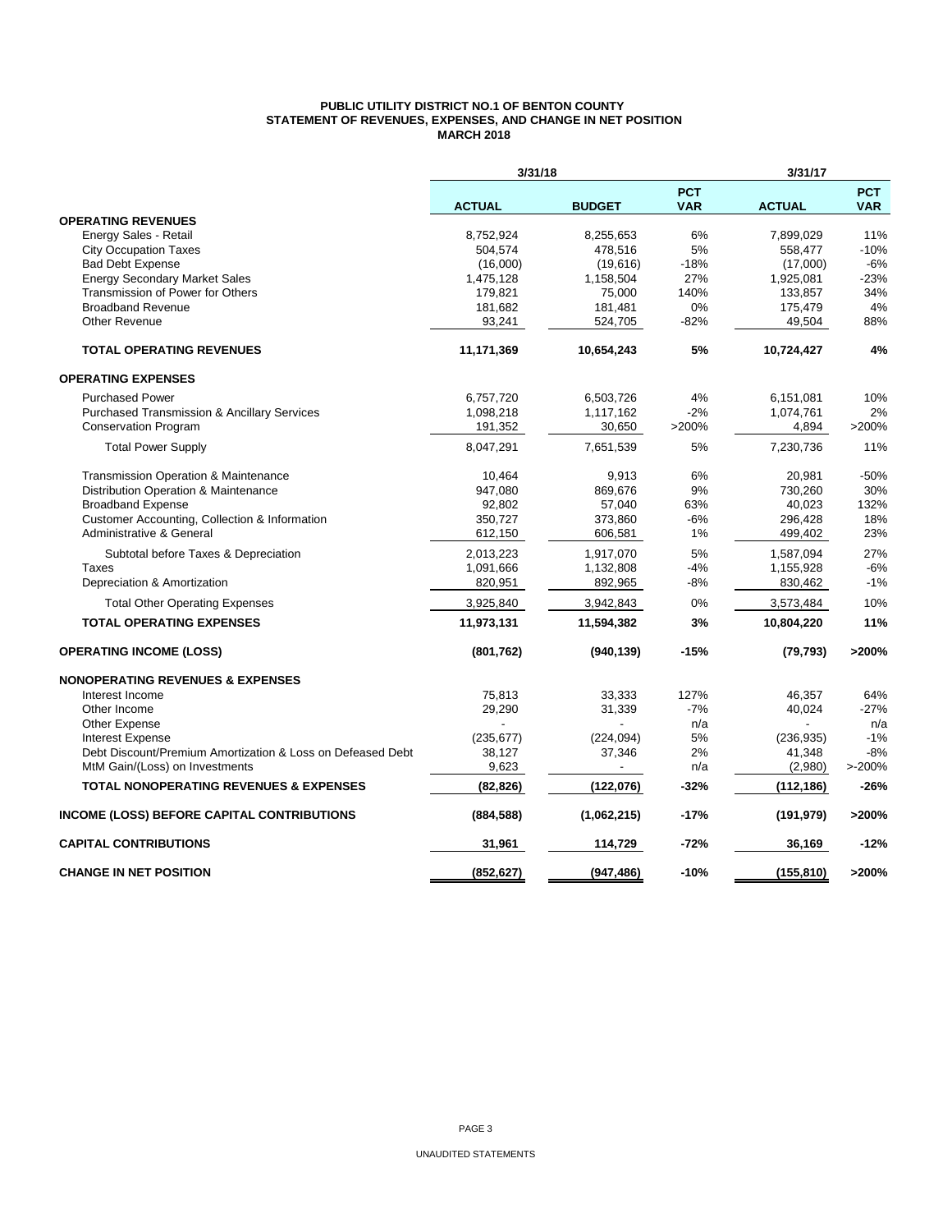# PUBLIC UTILITY DISTRICT NO.1 OF BENTON COUNTY
## STATEMENT OF REVENUES, EXPENSES, AND CHANGE IN NET POSITION
### MARCH 2018

| | 3/31/18 | | | 3/31/17 | |
|---|---|---|---|---|---|
| | **ACTUAL** | **BUDGET** | **PCT VAR** | **ACTUAL** | **PCT VAR** |
| **OPERATING REVENUES** | | | | | |
| Energy Sales - Retail | 8,752,924 | 8,255,653 | 6% | 7,899,029 | 11% |
| City Occupation Taxes | 504,574 | 478,516 | 5% | 558,477 | -10% |
| Bad Debt Expense | (16,000) | (19,616) | -18% | (17,000) | -6% |
| Energy Secondary Market Sales | 1,475,128 | 1,158,504 | 27% | 1,925,081 | -23% |
| Transmission of Power for Others | 179,821 | 75,000 | 140% | 133,857 | 34% |
| Broadband Revenue | 181,682 | 181,481 | 0% | 175,479 | 4% |
| Other Revenue | 93,241 | 524,705 | -82% | 49,504 | 88% |
| **TOTAL OPERATING REVENUES** | **11,171,369** | **10,654,243** | **5%** | **10,724,427** | **4%** |
| **OPERATING EXPENSES** | | | | | |
| Purchased Power | 6,757,720 | 6,503,726 | 4% | 6,151,081 | 10% |
| Purchased Transmission & Ancillary Services | 1,098,218 | 1,117,162 | -2% | 1,074,761 | 2% |
| Conservation Program | 191,352 | 30,650 | >200% | 4,894 | >200% |
| Total Power Supply | 8,047,291 | 7,651,539 | 5% | 7,230,736 | 11% |
| Transmission Operation & Maintenance | 10,464 | 9,913 | 6% | 20,981 | -50% |
| Distribution Operation & Maintenance | 947,080 | 869,676 | 9% | 730,260 | 30% |
| Broadband Expense | 92,802 | 57,040 | 63% | 40,023 | 132% |
| Customer Accounting, Collection & Information | 350,727 | 373,860 | -6% | 296,428 | 18% |
| Administrative & General | 612,150 | 606,581 | 1% | 499,402 | 23% |
| Subtotal before Taxes & Depreciation | 2,013,223 | 1,917,070 | 5% | 1,587,094 | 27% |
| Taxes | 1,091,666 | 1,132,808 | -4% | 1,155,928 | -6% |
| Depreciation & Amortization | 820,951 | 892,965 | -8% | 830,462 | -1% |
| Total Other Operating Expenses | 3,925,840 | 3,942,843 | 0% | 3,573,484 | 10% |
| **TOTAL OPERATING EXPENSES** | **11,973,131** | **11,594,382** | **3%** | **10,804,220** | **11%** |
| **OPERATING INCOME (LOSS)** | **(801,762)** | **(940,139)** | **-15%** | **(79,793)** | **>200%** |
| **NONOPERATING REVENUES & EXPENSES** | | | | | |
| Interest Income | 75,813 | 33,333 | 127% | 46,357 | 64% |
| Other Income | 29,290 | 31,339 | -7% | 40,024 | -27% |
| Other Expense | - | - | n/a | - | n/a |
| Interest Expense | (235,677) | (224,094) | 5% | (236,935) | -1% |
| Debt Discount/Premium Amortization & Loss on Defeased Debt | 38,127 | 37,346 | 2% | 41,348 | -8% |
| MtM Gain/(Loss) on Investments | 9,623 | - | n/a | (2,980) | >-200% |
| **TOTAL NONOPERATING REVENUES & EXPENSES** | **(82,826)** | **(122,076)** | **-32%** | **(112,186)** | **-26%** |
| **INCOME (LOSS) BEFORE CAPITAL CONTRIBUTIONS** | **(884,588)** | **(1,062,215)** | **-17%** | **(191,979)** | **>200%** |
| **CAPITAL CONTRIBUTIONS** | **31,961** | **114,729** | **-72%** | **36,169** | **-12%** |
| **CHANGE IN NET POSITION** | **(852,627)** | **(947,486)** | **-10%** | **(155,810)** | **>200%** |

UNAUDITED STATEMENTS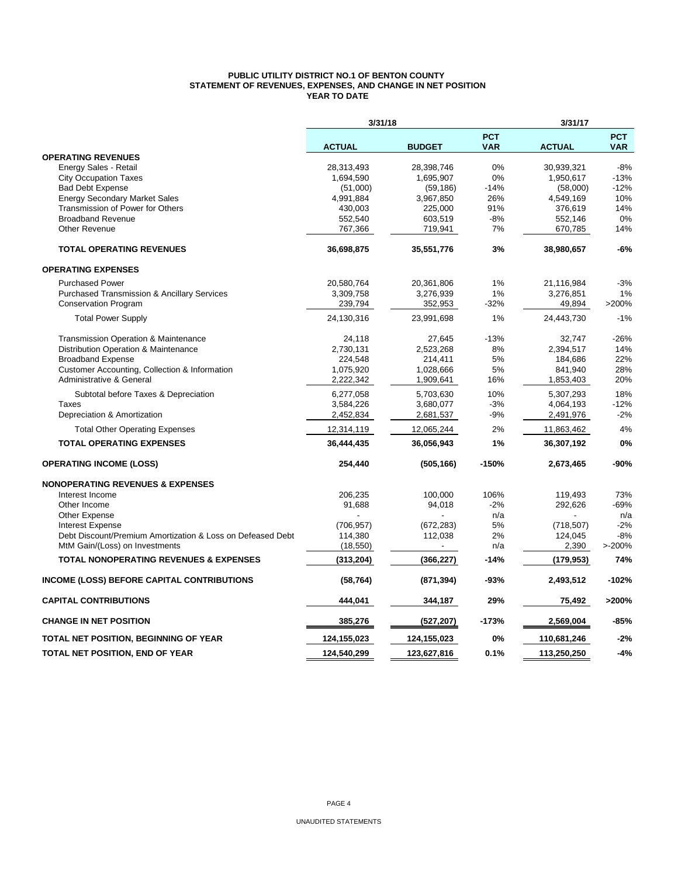# PUBLIC UTILITY DISTRICT NO.1 OF BENTON COUNTY
## STATEMENT OF REVENUES, EXPENSES, AND CHANGE IN NET POSITION
### YEAR TO DATE

| | 3/31/18 | | | 3/31/17 | |
|---|---|---|---|---|---|
| | **ACTUAL** | **BUDGET** | **PCT VAR** | **ACTUAL** | **PCT VAR** |
| **OPERATING REVENUES** | | | | | |
| Energy Sales - Retail | 28,313,493 | 28,398,746 | 0% | 30,939,321 | -8% |
| City Occupation Taxes | 1,694,590 | 1,695,907 | 0% | 1,950,617 | -13% |
| Bad Debt Expense | (51,000) | (59,186) | -14% | (58,000) | -12% |
| Energy Secondary Market Sales | 4,991,884 | 3,967,850 | 26% | 4,549,169 | 10% |
| Transmission of Power for Others | 430,003 | 225,000 | 91% | 376,619 | 14% |
| Broadband Revenue | 552,540 | 603,519 | -8% | 552,146 | 0% |
| Other Revenue | 767,366 | 719,941 | 7% | 670,785 | 14% |
| **TOTAL OPERATING REVENUES** | **36,698,875** | **35,551,776** | **3%** | **38,980,657** | **-6%** |
| **OPERATING EXPENSES** | | | | | |
| Purchased Power | 20,580,764 | 20,361,806 | 1% | 21,116,984 | -3% |
| Purchased Transmission & Ancillary Services | 3,309,758 | 3,276,939 | 1% | 3,276,851 | 1% |
| Conservation Program | 239,794 | 352,953 | -32% | 49,894 | >200% |
| Total Power Supply | 24,130,316 | 23,991,698 | 1% | 24,443,730 | -1% |
| Transmission Operation & Maintenance | 24,118 | 27,645 | -13% | 32,747 | -26% |
| Distribution Operation & Maintenance | 2,730,131 | 2,523,268 | 8% | 2,394,517 | 14% |
| Broadband Expense | 224,548 | 214,411 | 5% | 184,686 | 22% |
| Customer Accounting, Collection & Information | 1,075,920 | 1,028,666 | 5% | 841,940 | 28% |
| Administrative & General | 2,222,342 | 1,909,641 | 16% | 1,853,403 | 20% |
| Subtotal before Taxes & Depreciation | 6,277,058 | 5,703,630 | 10% | 5,307,293 | 18% |
| Taxes | 3,584,226 | 3,680,077 | -3% | 4,064,193 | -12% |
| Depreciation & Amortization | 2,452,834 | 2,681,537 | -9% | 2,491,976 | -2% |
| Total Other Operating Expenses | 12,314,119 | 12,065,244 | 2% | 11,863,462 | 4% |
| **TOTAL OPERATING EXPENSES** | **36,444,435** | **36,056,943** | **1%** | **36,307,192** | **0%** |
| **OPERATING INCOME (LOSS)** | **254,440** | **(505,166)** | **-150%** | **2,673,465** | **-90%** |
| **NONOPERATING REVENUES & EXPENSES** | | | | | |
| Interest Income | 206,235 | 100,000 | 106% | 119,493 | 73% |
| Other Income | 91,688 | 94,018 | -2% | 292,626 | -69% |
| Other Expense | - | - | n/a | - | n/a |
| Interest Expense | (706,957) | (672,283) | 5% | (718,507) | -2% |
| Debt Discount/Premium Amortization & Loss on Defeased Debt | 114,380 | 112,038 | 2% | 124,045 | -8% |
| MtM Gain/(Loss) on Investments | (18,550) | - | n/a | 2,390 | >-200% |
| **TOTAL NONOPERATING REVENUES & EXPENSES** | **(313,204)** | **(366,227)** | **-14%** | **(179,953)** | **74%** |
| **INCOME (LOSS) BEFORE CAPITAL CONTRIBUTIONS** | **(58,764)** | **(871,394)** | **-93%** | **2,493,512** | **-102%** |
| **CAPITAL CONTRIBUTIONS** | **444,041** | **344,187** | **29%** | **75,492** | **>200%** |
| **CHANGE IN NET POSITION** | **385,276** | **(527,207)** | **-173%** | **2,569,004** | **-85%** |
| **TOTAL NET POSITION, BEGINNING OF YEAR** | **124,155,023** | **124,155,023** | **0%** | **110,681,246** | **-2%** |
| **TOTAL NET POSITION, END OF YEAR** | **124,540,299** | **123,627,816** | **0.1%** | **113,250,250** | **-4%** |

UNAUDITED STATEMENTS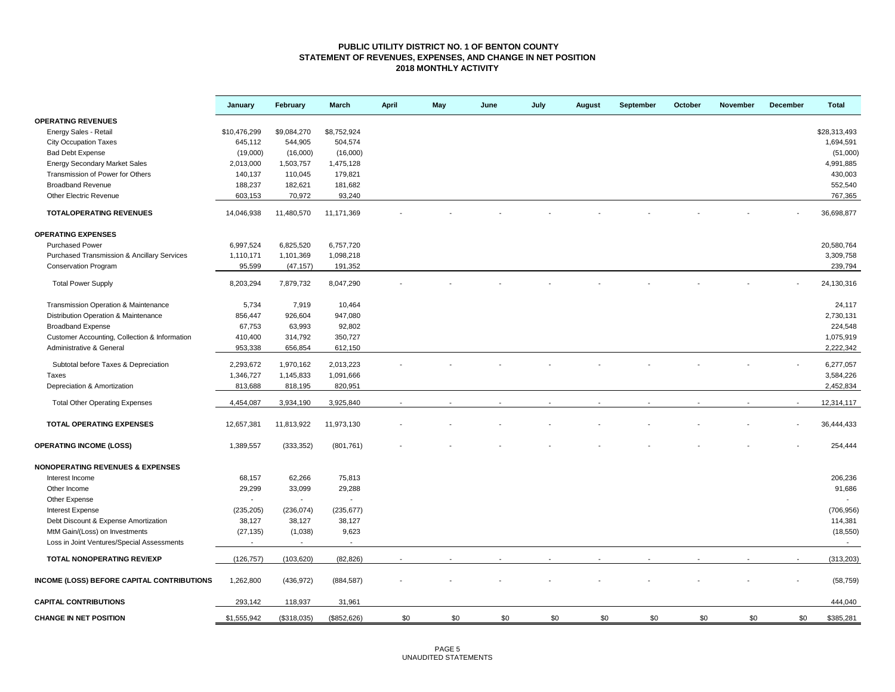# PUBLIC UTILITY DISTRICT NO. 1 OF BENTON COUNTY
## STATEMENT OF REVENUES, EXPENSES, AND CHANGE IN NET POSITION
### 2018 MONTHLY ACTIVITY

| | January | February | March | April | May | June | July | August | September | October | November | December | Total |
|---|---|---|---|---|---|---|---|---|---|---|---|---|---|
| **OPERATING REVENUES** | | | | | | | | | | | | | |
| Energy Sales - Retail | $10,476,299 | $9,084,270 | $8,752,924 | | | | | | | | | | $28,313,493 |
| City Occupation Taxes | 645,112 | 544,905 | 504,574 | | | | | | | | | | 1,694,591 |
| Bad Debt Expense | (19,000) | (16,000) | (16,000) | | | | | | | | | | (51,000) |
| Energy Secondary Market Sales | 2,013,000 | 1,503,757 | 1,475,128 | | | | | | | | | | 4,991,885 |
| Transmission of Power for Others | 140,137 | 110,045 | 179,821 | | | | | | | | | | 430,003 |
| Broadband Revenue | 188,237 | 182,621 | 181,682 | | | | | | | | | | 552,540 |
| Other Electric Revenue | 603,153 | 70,972 | 93,240 | | | | | | | | | | 767,365 |
| **TOTALOPERATING REVENUES** | 14,046,938 | 11,480,570 | 11,171,369 | - | - | - | - | - | - | - | - | - | 36,698,877 |
| **OPERATING EXPENSES** | | | | | | | | | | | | | |
| Purchased Power | 6,997,524 | 6,825,520 | 6,757,720 | | | | | | | | | | 20,580,764 |
| Purchased Transmission & Ancillary Services | 1,110,171 | 1,101,369 | 1,098,218 | | | | | | | | | | 3,309,758 |
| Conservation Program | 95,599 | (47,157) | 191,352 | | | | | | | | | | 239,794 |
| Total Power Supply | 8,203,294 | 7,879,732 | 8,047,290 | - | - | - | - | - | - | - | - | - | 24,130,316 |
| Transmission Operation & Maintenance | 5,734 | 7,919 | 10,464 | | | | | | | | | | 24,117 |
| Distribution Operation & Maintenance | 856,447 | 926,604 | 947,080 | | | | | | | | | | 2,730,131 |
| Broadband Expense | 67,753 | 63,993 | 92,802 | | | | | | | | | | 224,548 |
| Customer Accounting, Collection & Information | 410,400 | 314,792 | 350,727 | | | | | | | | | | 1,075,919 |
| Administrative & General | 953,338 | 656,854 | 612,150 | | | | | | | | | | 2,222,342 |
| Subtotal before Taxes & Depreciation | 2,293,672 | 1,970,162 | 2,013,223 | - | - | - | - | - | - | - | - | - | 6,277,057 |
| Taxes | 1,346,727 | 1,145,833 | 1,091,666 | | | | | | | | | | 3,584,226 |
| Depreciation & Amortization | 813,688 | 818,195 | 820,951 | | | | | | | | | | 2,452,834 |
| Total Other Operating Expenses | 4,454,087 | 3,934,190 | 3,925,840 | - | - | - | - | - | - | - | - | - | 12,314,117 |
| **TOTAL OPERATING EXPENSES** | 12,657,381 | 11,813,922 | 11,973,130 | - | - | - | - | - | - | - | - | - | 36,444,433 |
| **OPERATING INCOME (LOSS)** | 1,389,557 | (333,352) | (801,761) | - | - | - | - | - | - | - | - | - | 254,444 |
| **NONOPERATING REVENUES & EXPENSES** | | | | | | | | | | | | | |
| Interest Income | 68,157 | 62,266 | 75,813 | | | | | | | | | | 206,236 |
| Other Income | 29,299 | 33,099 | 29,288 | | | | | | | | | | 91,686 |
| Other Expense | - | - | - | | | | | | | | | | - |
| Interest Expense | (235,205) | (236,074) | (235,677) | | | | | | | | | | (706,956) |
| Debt Discount & Expense Amortization | 38,127 | 38,127 | 38,127 | | | | | | | | | | 114,381 |
| MtM Gain/(Loss) on Investments | (27,135) | (1,038) | 9,623 | | | | | | | | | | (18,550) |
| Loss in Joint Ventures/Special Assessments | - | - | - | | | | | | | | | | - |
| **TOTAL NONOPERATING REV/EXP** | (126,757) | (103,620) | (82,826) | - | - | - | - | - | - | - | - | - | (313,203) |
| **INCOME (LOSS) BEFORE CAPITAL CONTRIBUTIONS** | 1,262,800 | (436,972) | (884,587) | - | - | - | - | - | - | - | - | - | (58,759) |
| **CAPITAL CONTRIBUTIONS** | 293,142 | 118,937 | 31,961 | | | | | | | | | | 444,040 |
| **CHANGE IN NET POSITION** | $1,555,942 | ($318,035) | ($852,626) | $0 | $0 | $0 | $0 | $0 | $0 | $0 | $0 | $0 | $385,281 |

UNAUDITED STATEMENTS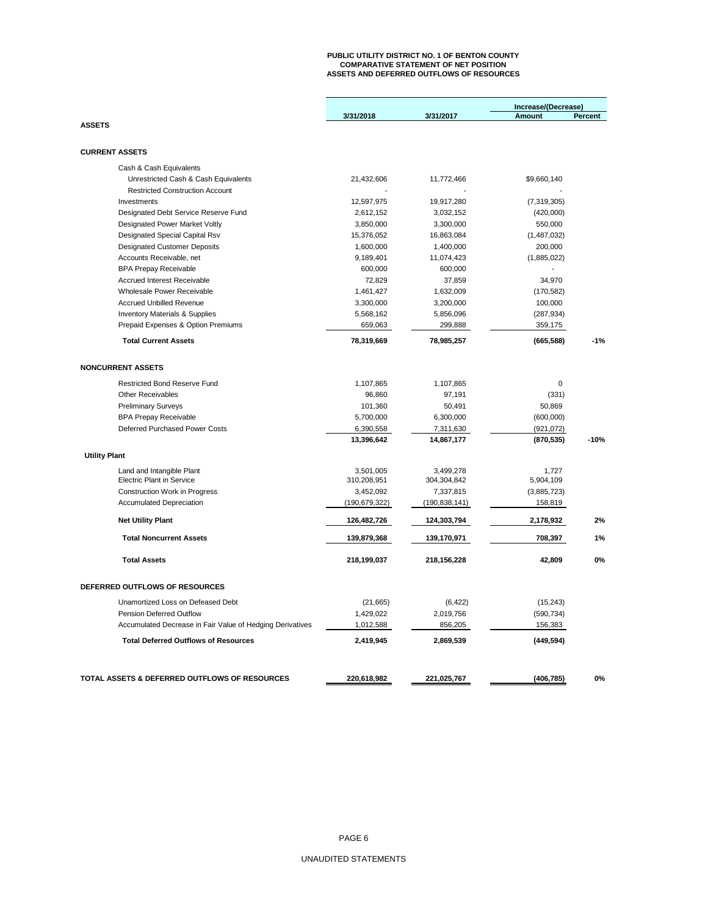# PUBLIC UTILITY DISTRICT NO. 1 OF BENTON COUNTY
## COMPARATIVE STATEMENT OF NET POSITION
## ASSETS AND DEFERRED OUTFLOWS OF RESOURCES

| | 3/31/2018 | 3/31/2017 | Increase/(Decrease) Amount | Percent |
|---|---|---|---|---|
| **ASSETS** | | | | |
| **CURRENT ASSETS** | | | | |
| Cash & Cash Equivalents | | | | |
| Unrestricted Cash & Cash Equivalents | 21,432,606 | 11,772,466 | $9,660,140 | |
| Restricted Construction Account | - | - | - | |
| Investments | 12,597,975 | 19,917,280 | (7,319,305) | |
| Designated Debt Service Reserve Fund | 2,612,152 | 3,032,152 | (420,000) | |
| Designated Power Market Voltly | 3,850,000 | 3,300,000 | 550,000 | |
| Designated Special Capital Rsv | 15,376,052 | 16,863,084 | (1,487,032) | |
| Designated Customer Deposits | 1,600,000 | 1,400,000 | 200,000 | |
| Accounts Receivable, net | 9,189,401 | 11,074,423 | (1,885,022) | |
| BPA Prepay Receivable | 600,000 | 600,000 | - | |
| Accrued Interest Receivable | 72,829 | 37,859 | 34,970 | |
| Wholesale Power Receivable | 1,461,427 | 1,632,009 | (170,582) | |
| Accrued Unbilled Revenue | 3,300,000 | 3,200,000 | 100,000 | |
| Inventory Materials & Supplies | 5,568,162 | 5,856,096 | (287,934) | |
| Prepaid Expenses & Option Premiums | 659,063 | 299,888 | 359,175 | |
| **Total Current Assets** | **78,319,669** | **78,985,257** | **(665,588)** | **-1%** |
| **NONCURRENT ASSETS** | | | | |
| Restricted Bond Reserve Fund | 1,107,865 | 1,107,865 | 0 | |
| Other Receivables | 96,860 | 97,191 | (331) | |
| Preliminary Surveys | 101,360 | 50,491 | 50,869 | |
| BPA Prepay Receivable | 5,700,000 | 6,300,000 | (600,000) | |
| Deferred Purchased Power Costs | 6,390,558 | 7,311,630 | (921,072) | |
| | **13,396,642** | **14,867,177** | **(870,535)** | **-10%** |
| **Utility Plant** | | | | |
| Land and Intangible Plant | 3,501,005 | 3,499,278 | 1,727 | |
| Electric Plant in Service | 310,208,951 | 304,304,842 | 5,904,109 | |
| Construction Work in Progress | 3,452,092 | 7,337,815 | (3,885,723) | |
| Accumulated Depreciation | (190,679,322) | (190,838,141) | 158,819 | |
| **Net Utility Plant** | **126,482,726** | **124,303,794** | **2,178,932** | **2%** |
| **Total Noncurrent Assets** | **139,879,368** | **139,170,971** | **708,397** | **1%** |
| **Total Assets** | **218,199,037** | **218,156,228** | **42,809** | **0%** |
| **DEFERRED OUTFLOWS OF RESOURCES** | | | | |
| Unamortized Loss on Defeased Debt | (21,665) | (6,422) | (15,243) | |
| Pension Deferred Outflow | 1,429,022 | 2,019,756 | (590,734) | |
| Accumulated Decrease in Fair Value of Hedging Derivatives | 1,012,588 | 856,205 | 156,383 | |
| **Total Deferred Outflows of Resources** | **2,419,945** | **2,869,539** | **(449,594)** | |
| **TOTAL ASSETS & DEFERRED OUTFLOWS OF RESOURCES** | **220,618,982** | **221,025,767** | **(406,785)** | **0%** |

UNAUDITED STATEMENTS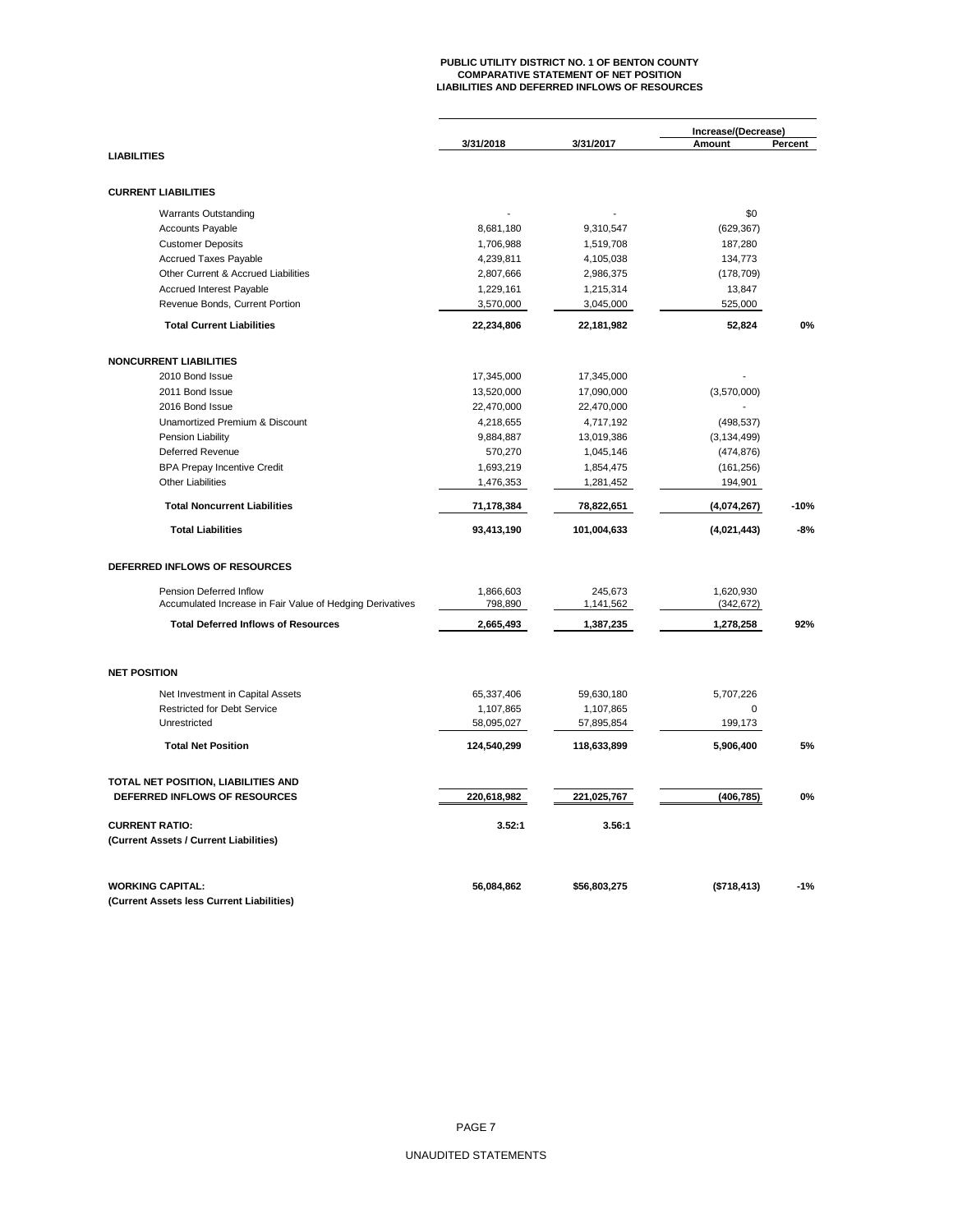# PUBLIC UTILITY DISTRICT NO. 1 OF BENTON COUNTY
## COMPARATIVE STATEMENT OF NET POSITION
## LIABILITIES AND DEFERRED INFLOWS OF RESOURCES

| | 3/31/2018 | 3/31/2017 | Increase/(Decrease) Amount | Percent |
|---|---|---|---|---|
| **LIABILITIES** | | | | |
| **CURRENT LIABILITIES** | | | | |
| Warrants Outstanding | - | - | $0 | |
| Accounts Payable | 8,681,180 | 9,310,547 | (629,367) | |
| Customer Deposits | 1,706,988 | 1,519,708 | 187,280 | |
| Accrued Taxes Payable | 4,239,811 | 4,105,038 | 134,773 | |
| Other Current & Accrued Liabilities | 2,807,666 | 2,986,375 | (178,709) | |
| Accrued Interest Payable | 1,229,161 | 1,215,314 | 13,847 | |
| Revenue Bonds, Current Portion | 3,570,000 | 3,045,000 | 525,000 | |
| **Total Current Liabilities** | **22,234,806** | **22,181,982** | **52,824** | **0%** |
| **NONCURRENT LIABILITIES** | | | | |
| 2010 Bond Issue | 17,345,000 | 17,345,000 | - | |
| 2011 Bond Issue | 13,520,000 | 17,090,000 | (3,570,000) | |
| 2016 Bond Issue | 22,470,000 | 22,470,000 | - | |
| Unamortized Premium & Discount | 4,218,655 | 4,717,192 | (498,537) | |
| Pension Liability | 9,884,887 | 13,019,386 | (3,134,499) | |
| Deferred Revenue | 570,270 | 1,045,146 | (474,876) | |
| BPA Prepay Incentive Credit | 1,693,219 | 1,854,475 | (161,256) | |
| Other Liabilities | 1,476,353 | 1,281,452 | 194,901 | |
| **Total Noncurrent Liabilities** | **71,178,384** | **78,822,651** | **(4,074,267)** | **-10%** |
| **Total Liabilities** | **93,413,190** | **101,004,633** | **(4,021,443)** | **-8%** |
| **DEFERRED INFLOWS OF RESOURCES** | | | | |
| Pension Deferred Inflow | 1,866,603 | 245,673 | 1,620,930 | |
| Accumulated Increase in Fair Value of Hedging Derivatives | 798,890 | 1,141,562 | (342,672) | |
| **Total Deferred Inflows of Resources** | **2,665,493** | **1,387,235** | **1,278,258** | **92%** |
| **NET POSITION** | | | | |
| Net Investment in Capital Assets | 65,337,406 | 59,630,180 | 5,707,226 | |
| Restricted for Debt Service | 1,107,865 | 1,107,865 | 0 | |
| Unrestricted | 58,095,027 | 57,895,854 | 199,173 | |
| **Total Net Position** | **124,540,299** | **118,633,899** | **5,906,400** | **5%** |
| **TOTAL NET POSITION, LIABILITIES AND DEFERRED INFLOWS OF RESOURCES** | **220,618,982** | **221,025,767** | **(406,785)** | **0%** |
| **CURRENT RATIO:** (Current Assets / Current Liabilities) | **3.52:1** | **3.56:1** | | |
| **WORKING CAPITAL:** (Current Assets less Current Liabilities) | **56,084,862** | **$56,803,275** | **($718,413)** | **-1%** |

UNAUDITED STATEMENTS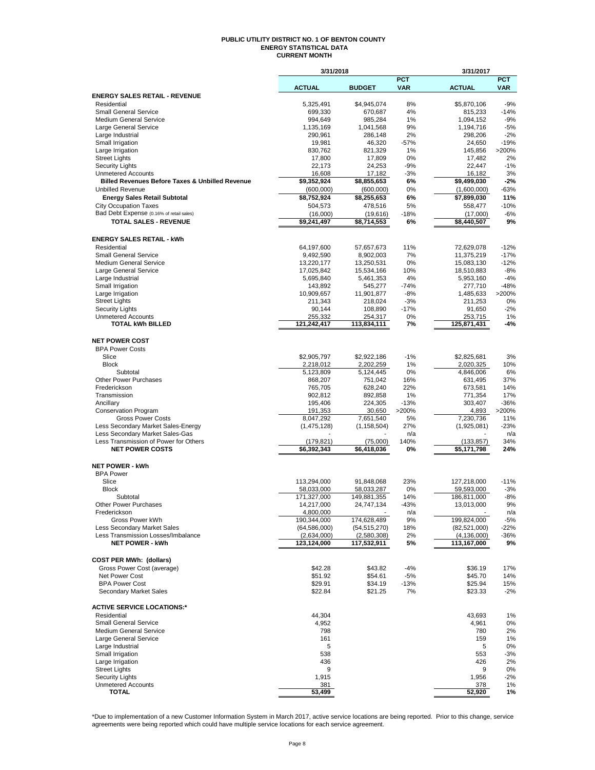# PUBLIC UTILITY DISTRICT NO. 1 OF BENTON COUNTY
## ENERGY STATISTICAL DATA
### CURRENT MONTH

| | 3/31/2018 | | | 3/31/2017 | |
|---|---|---|---|---|---|
| | **ACTUAL** | **BUDGET** | **PCT VAR** | **ACTUAL** | **PCT VAR** |
| **ENERGY SALES RETAIL - REVENUE** | | | | | |
| Residential | 5,325,491 | $4,945,074 | 8% | $5,870,106 | -9% |
| Small General Service | 699,330 | 670,687 | 4% | 815,233 | -14% |
| Medium General Service | 994,649 | 985,284 | 1% | 1,094,152 | -9% |
| Large General Service | 1,135,169 | 1,041,568 | 9% | 1,194,716 | -5% |
| Large Industrial | 290,961 | 286,148 | 2% | 298,206 | -2% |
| Small Irrigation | 19,981 | 46,320 | -57% | 24,650 | -19% |
| Large Irrigation | 830,762 | 821,329 | 1% | 145,856 | >200% |
| Street Lights | 17,800 | 17,809 | 0% | 17,482 | 2% |
| Security Lights | 22,173 | 24,253 | -9% | 22,447 | -1% |
| Unmetered Accounts | 16,608 | 17,182 | -3% | 16,182 | 3% |
| **Billed Revenues Before Taxes & Unbilled Revenue** | **$9,352,924** | **$8,855,653** | **6%** | **$9,499,030** | **-2%** |
| Unbilled Revenue | (600,000) | (600,000) | 0% | (1,600,000) | -63% |
| **Energy Sales Retail Subtotal** | **$8,752,924** | **$8,255,653** | **6%** | **$7,899,030** | **11%** |
| City Occupation Taxes | 504,573 | 478,516 | 5% | 558,477 | -10% |
| Bad Debt Expense (0.16% of retail sales) | (16,000) | (19,616) | -18% | (17,000) | -6% |
| **TOTAL SALES - REVENUE** | **$9,241,497** | **$8,714,553** | **6%** | **$8,440,507** | **9%** |
| | | | | | |
| **ENERGY SALES RETAIL - kWh** | | | | | |
| Residential | 64,197,600 | 57,657,673 | 11% | 72,629,078 | -12% |
| Small General Service | 9,492,590 | 8,902,003 | 7% | 11,375,219 | -17% |
| Medium General Service | 13,220,177 | 13,250,531 | 0% | 15,083,130 | -12% |
| Large General Service | 17,025,842 | 15,534,166 | 10% | 18,510,883 | -8% |
| Large Industrial | 5,695,840 | 5,461,353 | 4% | 5,953,160 | -4% |
| Small Irrigation | 143,892 | 545,277 | -74% | 277,710 | -48% |
| Large Irrigation | 10,909,657 | 11,901,877 | -8% | 1,485,633 | >200% |
| Street Lights | 211,343 | 218,024 | -3% | 211,253 | 0% |
| Security Lights | 90,144 | 108,890 | -17% | 91,650 | -2% |
| Unmetered Accounts | 255,332 | 254,317 | 0% | 253,715 | 1% |
| **TOTAL kWh BILLED** | **121,242,417** | **113,834,111** | **7%** | **125,871,431** | **-4%** |
| | | | | | |
| **NET POWER COST** | | | | | |
| BPA Power Costs | | | | | |
| Slice | $2,905,797 | $2,922,186 | -1% | $2,825,681 | 3% |
| Block | 2,218,012 | 2,202,259 | 1% | 2,020,325 | 10% |
| Subtotal | 5,123,809 | 5,124,445 | 0% | 4,846,006 | 6% |
| Other Power Purchases | 868,207 | 751,042 | 16% | 631,495 | 37% |
| Frederickson | 765,705 | 628,240 | 22% | 673,581 | 14% |
| Transmission | 902,812 | 892,858 | 1% | 771,354 | 17% |
| Ancillary | 195,406 | 224,305 | -13% | 303,407 | -36% |
| Conservation Program | 191,353 | 30,650 | >200% | 4,893 | >200% |
| Gross Power Costs | 8,047,292 | 7,651,540 | 5% | 7,230,736 | 11% |
| Less Secondary Market Sales-Energy | (1,475,128) | (1,158,504) | 27% | (1,925,081) | -23% |
| Less Secondary Market Sales-Gas | - | - | n/a | - | n/a |
| Less Transmission of Power for Others | (179,821) | (75,000) | 140% | (133,857) | 34% |
| **NET POWER COSTS** | **$6,392,343** | **$6,418,036** | **0%** | **$5,171,798** | **24%** |
| | | | | | |
| **NET POWER - kWh** | | | | | |
| BPA Power | | | | | |
| Slice | 113,294,000 | 91,848,068 | 23% | 127,218,000 | -11% |
| Block | 58,033,000 | 58,033,287 | 0% | 59,593,000 | -3% |
| Subtotal | 171,327,000 | 149,881,355 | 14% | 186,811,000 | -8% |
| Other Power Purchases | 14,217,000 | 24,747,134 | -43% | 13,013,000 | 9% |
| Frederickson | 4,800,000 | - | n/a | - | n/a |
| Gross Power kWh | 190,344,000 | 174,628,489 | 9% | 199,824,000 | -5% |
| Less Secondary Market Sales | (64,586,000) | (54,515,270) | 18% | (82,521,000) | -22% |
| Less Transmission Losses/Imbalance | (2,634,000) | (2,580,308) | 2% | (4,136,000) | -36% |
| **NET POWER - kWh** | **123,124,000** | **117,532,911** | **5%** | **113,167,000** | **9%** |
| | | | | | |
| **COST PER MWh: (dollars)** | | | | | |
| Gross Power Cost (average) | $42.28 | $43.82 | -4% | $36.19 | 17% |
| Net Power Cost | $51.92 | $54.61 | -5% | $45.70 | 14% |
| BPA Power Cost | $29.91 | $34.19 | -13% | $25.94 | 15% |
| Secondary Market Sales | $22.84 | $21.25 | 7% | $23.33 | -2% |
| | | | | | |
| **ACTIVE SERVICE LOCATIONS:*** | | | | | |
| Residential | 44,304 | | | 43,693 | 1% |
| Small General Service | 4,952 | | | 4,961 | 0% |
| Medium General Service | 798 | | | 780 | 2% |
| Large General Service | 161 | | | 159 | 1% |
| Large Industrial | 5 | | | 5 | 0% |
| Small Irrigation | 538 | | | 553 | -3% |
| Large Irrigation | 436 | | | 426 | 2% |
| Street Lights | 9 | | | 9 | 0% |
| Security Lights | 1,915 | | | 1,956 | -2% |
| Unmetered Accounts | 381 | | | 378 | 1% |
| **TOTAL** | **53,499** | | | **52,920** | **1%** |

*Due to implementation of a new Customer Information System in March 2017, active service locations are being reported. Prior to this change, service agreements were being reported which could have multiple service locations for each service agreement.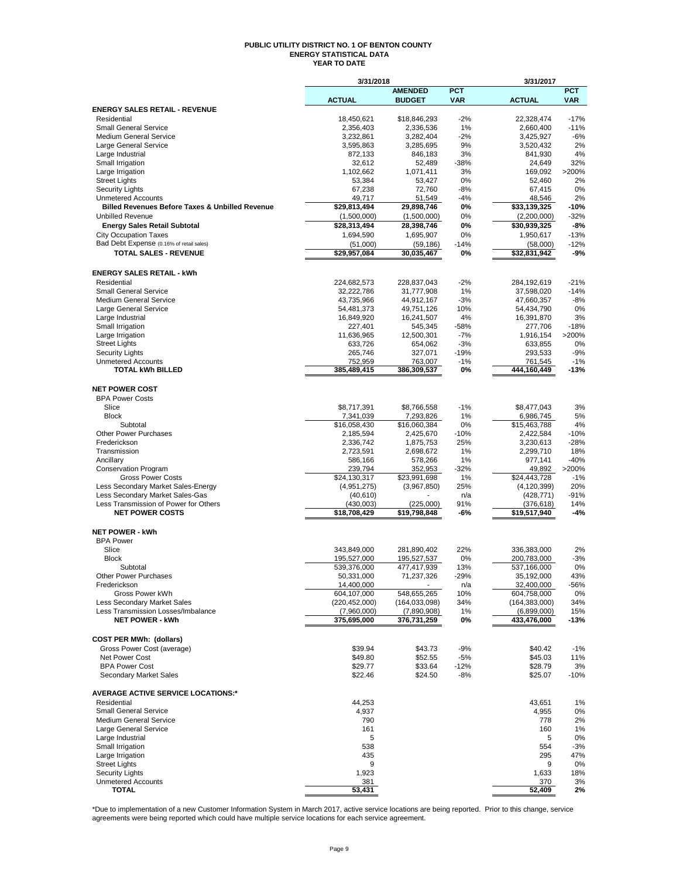# PUBLIC UTILITY DISTRICT NO. 1 OF BENTON COUNTY
## ENERGY STATISTICAL DATA
### YEAR TO DATE

| | 3/31/2018 | | | 3/31/2017 | |
|---|---|---|---|---|---|
| | ACTUAL | AMENDED BUDGET | PCT VAR | ACTUAL | PCT VAR |
| **ENERGY SALES RETAIL - REVENUE** | | | | | |
| Residential | 18,450,621 | $18,846,293 | -2% | 22,328,474 | -17% |
| Small General Service | 2,356,403 | 2,336,536 | 1% | 2,660,400 | -11% |
| Medium General Service | 3,232,861 | 3,282,404 | -2% | 3,425,927 | -6% |
| Large General Service | 3,595,863 | 3,285,695 | 9% | 3,520,432 | 2% |
| Large Industrial | 872,133 | 846,183 | 3% | 841,930 | 4% |
| Small Irrigation | 32,612 | 52,489 | -38% | 24,649 | 32% |
| Large Irrigation | 1,102,662 | 1,071,411 | 3% | 169,092 | >200% |
| Street Lights | 53,384 | 53,427 | 0% | 52,460 | 2% |
| Security Lights | 67,238 | 72,760 | -8% | 67,415 | 0% |
| Unmetered Accounts | 49,717 | 51,549 | -4% | 48,546 | 2% |
| **Billed Revenues Before Taxes & Unbilled Revenue** | **$29,813,494** | **29,898,746** | **0%** | **$33,139,325** | **-10%** |
| Unbilled Revenue | (1,500,000) | (1,500,000) | 0% | (2,200,000) | -32% |
| **Energy Sales Retail Subtotal** | **$28,313,494** | **28,398,746** | **0%** | **$30,939,325** | **-8%** |
| City Occupation Taxes | 1,694,590 | 1,695,907 | 0% | 1,950,617 | -13% |
| Bad Debt Expense (0.16% of retail sales) | (51,000) | (59,186) | -14% | (58,000) | -12% |
| **TOTAL SALES - REVENUE** | **$29,957,084** | **30,035,467** | **0%** | **$32,831,942** | **-9%** |
| | | | | | |
| **ENERGY SALES RETAIL - kWh** | | | | | |
| Residential | 224,682,573 | 228,837,043 | -2% | 284,192,619 | -21% |
| Small General Service | 32,222,786 | 31,777,908 | 1% | 37,598,020 | -14% |
| Medium General Service | 43,735,966 | 44,912,167 | -3% | 47,660,357 | -8% |
| Large General Service | 54,481,373 | 49,751,126 | 10% | 54,434,790 | 0% |
| Large Industrial | 16,849,920 | 16,241,507 | 4% | 16,391,870 | 3% |
| Small Irrigation | 227,401 | 545,345 | -58% | 277,706 | -18% |
| Large Irrigation | 11,636,965 | 12,500,301 | -7% | 1,916,154 | >200% |
| Street Lights | 633,726 | 654,062 | -3% | 633,855 | 0% |
| Security Lights | 265,746 | 327,071 | -19% | 293,533 | -9% |
| Unmetered Accounts | 752,959 | 763,007 | -1% | 761,545 | -1% |
| **TOTAL kWh BILLED** | **385,489,415** | **386,309,537** | **0%** | **444,160,449** | **-13%** |
| | | | | | |
| **NET POWER COST** | | | | | |
| BPA Power Costs | | | | | |
| Slice | $8,717,391 | $8,766,558 | -1% | $8,477,043 | 3% |
| Block | 7,341,039 | 7,293,826 | 1% | 6,986,745 | 5% |
| Subtotal | $16,058,430 | $16,060,384 | 0% | $15,463,788 | 4% |
| Other Power Purchases | 2,185,594 | 2,425,670 | -10% | 2,422,584 | -10% |
| Frederickson | 2,336,742 | 1,875,753 | 25% | 3,230,613 | -28% |
| Transmission | 2,723,591 | 2,698,672 | 1% | 2,299,710 | 18% |
| Ancillary | 586,166 | 578,266 | 1% | 977,141 | -40% |
| Conservation Program | 239,794 | 352,953 | -32% | 49,892 | >200% |
| Gross Power Costs | $24,130,317 | $23,991,698 | 1% | $24,443,728 | -1% |
| Less Secondary Market Sales-Energy | (4,951,275) | (3,967,850) | 25% | (4,120,399) | 20% |
| Less Secondary Market Sales-Gas | (40,610) | - | n/a | (428,771) | -91% |
| Less Transmission of Power for Others | (430,003) | (225,000) | 91% | (376,618) | 14% |
| **NET POWER COSTS** | **$18,708,429** | **$19,798,848** | **-6%** | **$19,517,940** | **-4%** |
| | | | | | |
| **NET POWER - kWh** | | | | | |
| BPA Power | | | | | |
| Slice | 343,849,000 | 281,890,402 | 22% | 336,383,000 | 2% |
| Block | 195,527,000 | 195,527,537 | 0% | 200,783,000 | -3% |
| Subtotal | 539,376,000 | 477,417,939 | 13% | 537,166,000 | 0% |
| Other Power Purchases | 50,331,000 | 71,237,326 | -29% | 35,192,000 | 43% |
| Frederickson | 14,400,000 | - | n/a | 32,400,000 | -56% |
| Gross Power kWh | 604,107,000 | 548,655,265 | 10% | 604,758,000 | 0% |
| Less Secondary Market Sales | (220,452,000) | (164,033,098) | 34% | (164,383,000) | 34% |
| Less Transmission Losses/Imbalance | (7,960,000) | (7,890,908) | 1% | (6,899,000) | 15% |
| **NET POWER - kWh** | **375,695,000** | **376,731,259** | **0%** | **433,476,000** | **-13%** |
| | | | | | |
| **COST PER MWh: (dollars)** | | | | | |
| Gross Power Cost (average) | $39.94 | $43.73 | -9% | $40.42 | -1% |
| Net Power Cost | $49.80 | $52.55 | -5% | $45.03 | 11% |
| BPA Power Cost | $29.77 | $33.64 | -12% | $28.79 | 3% |
| Secondary Market Sales | $22.46 | $24.50 | -8% | $25.07 | -10% |
| | | | | | |
| **AVERAGE ACTIVE SERVICE LOCATIONS:*** | | | | | |
| Residential | 44,253 | | | 43,651 | 1% |
| Small General Service | 4,937 | | | 4,955 | 0% |
| Medium General Service | 790 | | | 778 | 2% |
| Large General Service | 161 | | | 160 | 1% |
| Large Industrial | 5 | | | 5 | 0% |
| Small Irrigation | 538 | | | 554 | -3% |
| Large Irrigation | 435 | | | 295 | 47% |
| Street Lights | 9 | | | 9 | 0% |
| Security Lights | 1,923 | | | 1,633 | 18% |
| Unmetered Accounts | 381 | | | 370 | 3% |
| **TOTAL** | **53,431** | | | **52,409** | **2%** |

*Due to implementation of a new Customer Information System in March 2017, active service locations are being reported. Prior to this change, service agreements were being reported which could have multiple service locations for each service agreement.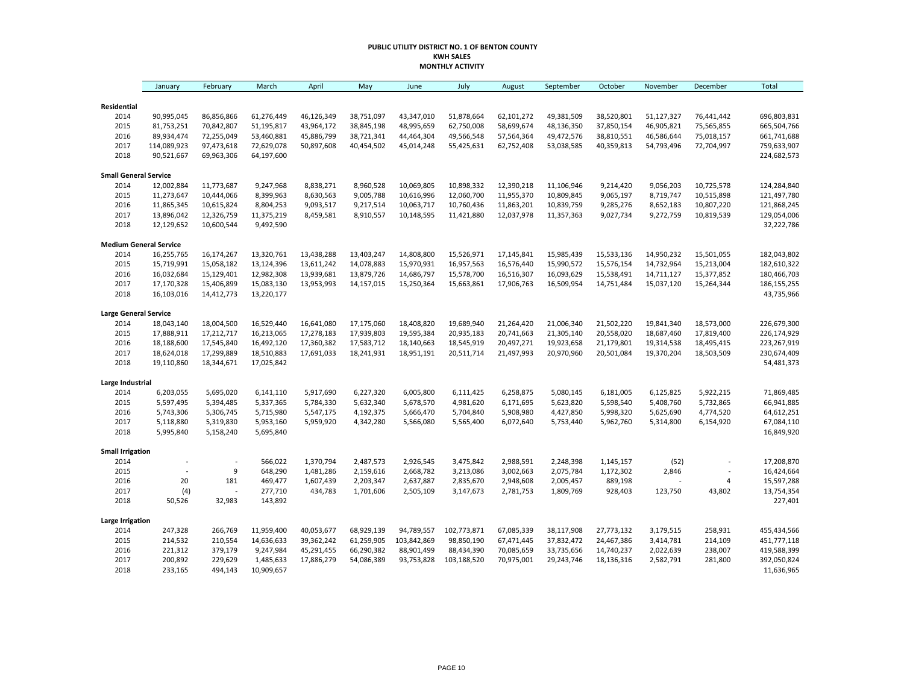**PUBLIC UTILITY DISTRICT NO. 1 OF BENTON COUNTY**
**KWH SALES**
**MONTHLY ACTIVITY**

| | January | February | March | April | May | June | July | August | September | October | November | December | Total |
|---|---|---|---|---|---|---|---|---|---|---|---|---|---|
| **Residential** | | | | | | | | | | | | | |
| 2014 | 90,995,045 | 86,856,866 | 61,276,449 | 46,126,349 | 38,751,097 | 43,347,010 | 51,878,664 | 62,101,272 | 49,381,509 | 38,520,801 | 51,127,327 | 76,441,442 | 696,803,831 |
| 2015 | 81,753,251 | 70,842,807 | 51,195,817 | 43,964,172 | 38,845,198 | 48,995,659 | 62,750,008 | 58,699,674 | 48,136,350 | 37,850,154 | 46,905,821 | 75,565,855 | 665,504,766 |
| 2016 | 89,934,474 | 72,255,049 | 53,460,881 | 45,886,799 | 38,721,341 | 44,464,304 | 49,566,548 | 57,564,364 | 49,472,576 | 38,810,551 | 46,586,644 | 75,018,157 | 661,741,688 |
| 2017 | 114,089,923 | 97,473,618 | 72,629,078 | 50,897,608 | 40,454,502 | 45,014,248 | 55,425,631 | 62,752,408 | 53,038,585 | 40,359,813 | 54,793,496 | 72,704,997 | 759,633,907 |
| 2018 | 90,521,667 | 69,963,306 | 64,197,600 | | | | | | | | | | 224,682,573 |
| **Small General Service** | | | | | | | | | | | | | |
| 2014 | 12,002,884 | 11,773,687 | 9,247,968 | 8,838,271 | 8,960,528 | 10,069,805 | 10,898,332 | 12,390,218 | 11,106,946 | 9,214,420 | 9,056,203 | 10,725,578 | 124,284,840 |
| 2015 | 11,273,647 | 10,444,066 | 8,399,963 | 8,630,563 | 9,005,788 | 10,616,996 | 12,060,700 | 11,955,370 | 10,809,845 | 9,065,197 | 8,719,747 | 10,515,898 | 121,497,780 |
| 2016 | 11,865,345 | 10,615,824 | 8,804,253 | 9,093,517 | 9,217,514 | 10,063,717 | 10,760,436 | 11,863,201 | 10,839,759 | 9,285,276 | 8,652,183 | 10,807,220 | 121,868,245 |
| 2017 | 13,896,042 | 12,326,759 | 11,375,219 | 8,459,581 | 8,910,557 | 10,148,595 | 11,421,880 | 12,037,978 | 11,357,363 | 9,027,734 | 9,272,759 | 10,819,539 | 129,054,006 |
| 2018 | 12,129,652 | 10,600,544 | 9,492,590 | | | | | | | | | | 32,222,786 |
| **Medium General Service** | | | | | | | | | | | | | |
| 2014 | 16,255,765 | 16,174,267 | 13,320,761 | 13,438,288 | 13,403,247 | 14,808,800 | 15,526,971 | 17,145,841 | 15,985,439 | 15,533,136 | 14,950,232 | 15,501,055 | 182,043,802 |
| 2015 | 15,719,991 | 15,058,182 | 13,124,396 | 13,611,242 | 14,078,883 | 15,970,931 | 16,957,563 | 16,576,440 | 15,990,572 | 15,576,154 | 14,732,964 | 15,213,004 | 182,610,322 |
| 2016 | 16,032,684 | 15,129,401 | 12,982,308 | 13,939,681 | 13,879,726 | 14,686,797 | 15,578,700 | 16,516,307 | 16,093,629 | 15,538,491 | 14,711,127 | 15,377,852 | 180,466,703 |
| 2017 | 17,170,328 | 15,406,899 | 15,083,130 | 13,953,993 | 14,157,015 | 15,250,364 | 15,663,861 | 17,906,763 | 16,509,954 | 14,751,484 | 15,037,120 | 15,264,344 | 186,155,255 |
| 2018 | 16,103,016 | 14,412,773 | 13,220,177 | | | | | | | | | | 43,735,966 |
| **Large General Service** | | | | | | | | | | | | | |
| 2014 | 18,043,140 | 18,004,500 | 16,529,440 | 16,641,080 | 17,175,060 | 18,408,820 | 19,689,940 | 21,264,420 | 21,006,340 | 21,502,220 | 19,841,340 | 18,573,000 | 226,679,300 |
| 2015 | 17,888,911 | 17,212,717 | 16,213,065 | 17,278,183 | 17,939,803 | 19,595,384 | 20,935,183 | 20,741,663 | 21,305,140 | 20,558,020 | 18,687,460 | 17,819,400 | 226,174,929 |
| 2016 | 18,188,600 | 17,545,840 | 16,492,120 | 17,360,382 | 17,583,712 | 18,140,663 | 18,545,919 | 20,497,271 | 19,923,658 | 21,179,801 | 19,314,538 | 18,495,415 | 223,267,919 |
| 2017 | 18,624,018 | 17,299,889 | 18,510,883 | 17,691,033 | 18,241,931 | 18,951,191 | 20,511,714 | 21,497,993 | 20,970,960 | 20,501,084 | 19,370,204 | 18,503,509 | 230,674,409 |
| 2018 | 19,110,860 | 18,344,671 | 17,025,842 | | | | | | | | | | 54,481,373 |
| **Large Industrial** | | | | | | | | | | | | | |
| 2014 | 6,203,055 | 5,695,020 | 6,141,110 | 5,917,690 | 6,227,320 | 6,005,800 | 6,111,425 | 6,258,875 | 5,080,145 | 6,181,005 | 6,125,825 | 5,922,215 | 71,869,485 |
| 2015 | 5,597,495 | 5,394,485 | 5,337,365 | 5,784,330 | 5,632,340 | 5,678,570 | 4,981,620 | 6,171,695 | 5,623,820 | 5,598,540 | 5,408,760 | 5,732,865 | 66,941,885 |
| 2016 | 5,743,306 | 5,306,745 | 5,715,980 | 5,547,175 | 4,192,375 | 5,666,470 | 5,704,840 | 5,908,980 | 4,427,850 | 5,998,320 | 5,625,690 | 4,774,520 | 64,612,251 |
| 2017 | 5,118,880 | 5,319,830 | 5,953,160 | 5,959,920 | 4,342,280 | 5,566,080 | 5,565,400 | 6,072,640 | 5,753,440 | 5,962,760 | 5,314,800 | 6,154,920 | 67,084,110 |
| 2018 | 5,995,840 | 5,158,240 | 5,695,840 | | | | | | | | | | 16,849,920 |
| **Small Irrigation** | | | | | | | | | | | | | |
| 2014 | - | - | 566,022 | 1,370,794 | 2,487,573 | 2,926,545 | 3,475,842 | 2,988,591 | 2,248,398 | 1,145,157 | (52) | - | 17,208,870 |
| 2015 | - | 9 | 648,290 | 1,481,286 | 2,159,616 | 2,668,782 | 3,213,086 | 3,002,663 | 2,075,784 | 1,172,302 | 2,846 | - | 16,424,664 |
| 2016 | 20 | 181 | 469,477 | 1,607,439 | 2,203,347 | 2,637,887 | 2,835,670 | 2,948,608 | 2,005,457 | 889,198 | - | 4 | 15,597,288 |
| 2017 | (4) | - | 277,710 | 434,783 | 1,701,606 | 2,505,109 | 3,147,673 | 2,781,753 | 1,809,769 | 928,403 | 123,750 | 43,802 | 13,754,354 |
| 2018 | 50,526 | 32,983 | 143,892 | | | | | | | | | | 227,401 |
| **Large Irrigation** | | | | | | | | | | | | | |
| 2014 | 247,328 | 266,769 | 11,959,400 | 40,053,677 | 68,929,139 | 94,789,557 | 102,773,871 | 67,085,339 | 38,117,908 | 27,773,132 | 3,179,515 | 258,931 | 455,434,566 |
| 2015 | 214,532 | 210,554 | 14,636,633 | 39,362,242 | 61,259,905 | 103,842,869 | 98,850,190 | 67,471,445 | 37,832,472 | 24,467,386 | 3,414,781 | 214,109 | 451,777,118 |
| 2016 | 221,312 | 379,179 | 9,247,984 | 45,291,455 | 66,290,382 | 88,901,499 | 88,434,390 | 70,085,659 | 33,735,656 | 14,740,237 | 2,022,639 | 238,007 | 419,588,399 |
| 2017 | 200,892 | 229,629 | 1,485,633 | 17,886,279 | 54,086,389 | 93,753,828 | 103,188,520 | 70,975,001 | 29,243,746 | 18,136,316 | 2,582,791 | 281,800 | 392,050,824 |
| 2018 | 233,165 | 494,143 | 10,909,657 | | | | | | | | | | 11,636,965 |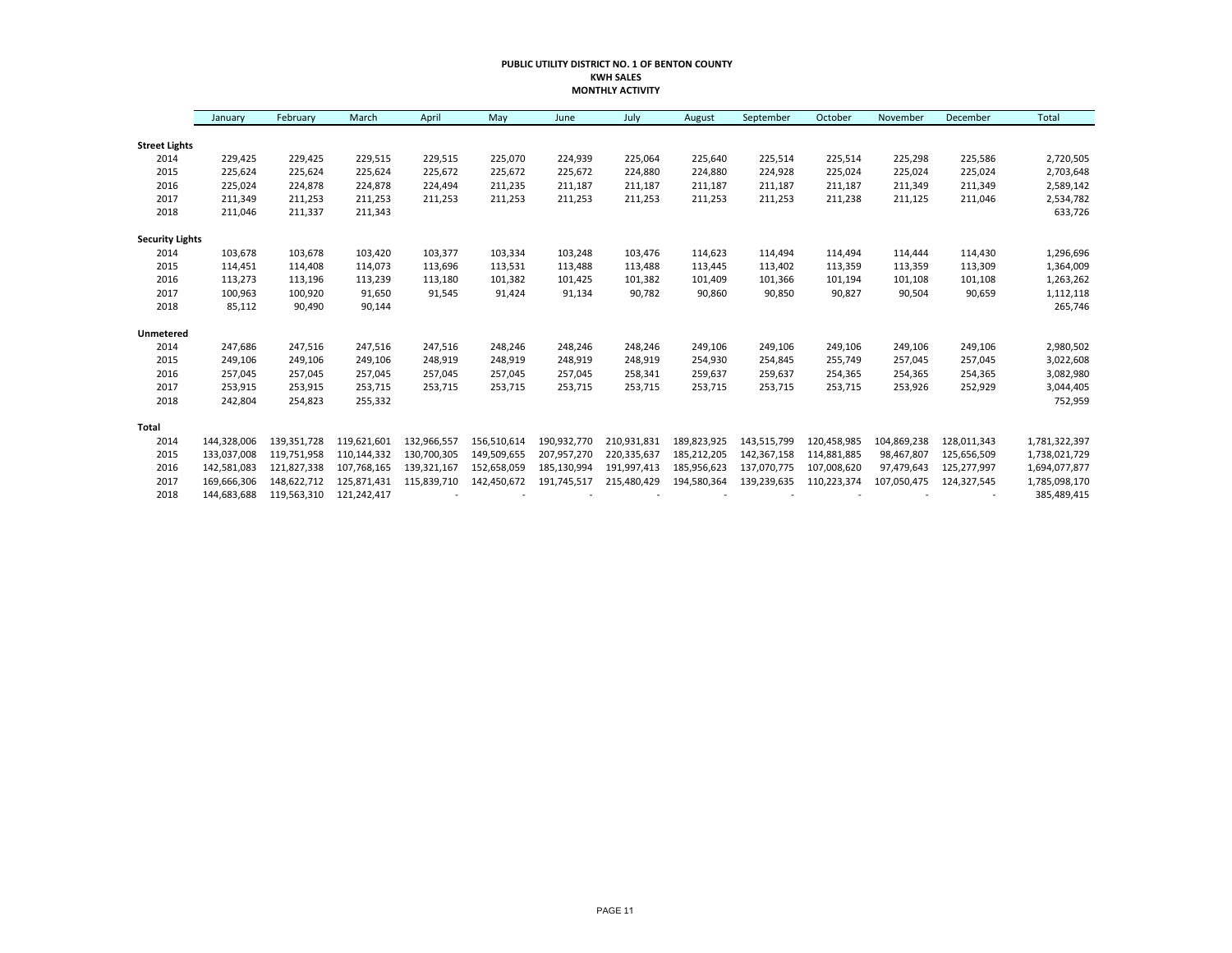**PUBLIC UTILITY DISTRICT NO. 1 OF BENTON COUNTY**
**KWH SALES**
**MONTHLY ACTIVITY**

| | January | February | March | April | May | June | July | August | September | October | November | December | Total |
|---|---|---|---|---|---|---|---|---|---|---|---|---|---|
| **Street Lights** | | | | | | | | | | | | | |
| 2014 | 229,425 | 229,425 | 229,515 | 229,515 | 225,070 | 224,939 | 225,064 | 225,640 | 225,514 | 225,514 | 225,298 | 225,586 | 2,720,505 |
| 2015 | 225,624 | 225,624 | 225,624 | 225,672 | 225,672 | 225,672 | 224,880 | 224,880 | 224,928 | 225,024 | 225,024 | 225,024 | 2,703,648 |
| 2016 | 225,024 | 224,878 | 224,878 | 224,494 | 211,235 | 211,187 | 211,187 | 211,187 | 211,187 | 211,187 | 211,349 | 211,349 | 2,589,142 |
| 2017 | 211,349 | 211,253 | 211,253 | 211,253 | 211,253 | 211,253 | 211,253 | 211,253 | 211,253 | 211,238 | 211,125 | 211,046 | 2,534,782 |
| 2018 | 211,046 | 211,337 | 211,343 | | | | | | | | | | 633,726 |
| **Security Lights** | | | | | | | | | | | | | |
| 2014 | 103,678 | 103,678 | 103,420 | 103,377 | 103,334 | 103,248 | 103,476 | 114,623 | 114,494 | 114,494 | 114,444 | 114,430 | 1,296,696 |
| 2015 | 114,451 | 114,408 | 114,073 | 113,696 | 113,531 | 113,488 | 113,488 | 113,445 | 113,402 | 113,359 | 113,359 | 113,309 | 1,364,009 |
| 2016 | 113,273 | 113,196 | 113,239 | 113,180 | 101,382 | 101,425 | 101,382 | 101,409 | 101,366 | 101,194 | 101,108 | 101,108 | 1,263,262 |
| 2017 | 100,963 | 100,920 | 91,650 | 91,545 | 91,424 | 91,134 | 90,782 | 90,860 | 90,850 | 90,827 | 90,504 | 90,659 | 1,112,118 |
| 2018 | 85,112 | 90,490 | 90,144 | | | | | | | | | | 265,746 |
| **Unmetered** | | | | | | | | | | | | | |
| 2014 | 247,686 | 247,516 | 247,516 | 247,516 | 248,246 | 248,246 | 248,246 | 249,106 | 249,106 | 249,106 | 249,106 | 249,106 | 2,980,502 |
| 2015 | 249,106 | 249,106 | 249,106 | 248,919 | 248,919 | 248,919 | 248,919 | 254,930 | 254,845 | 255,749 | 257,045 | 257,045 | 3,022,608 |
| 2016 | 257,045 | 257,045 | 257,045 | 257,045 | 257,045 | 257,045 | 258,341 | 259,637 | 259,637 | 254,365 | 254,365 | 254,365 | 3,082,980 |
| 2017 | 253,915 | 253,915 | 253,715 | 253,715 | 253,715 | 253,715 | 253,715 | 253,715 | 253,715 | 253,715 | 253,926 | 252,929 | 3,044,405 |
| 2018 | 242,804 | 254,823 | 255,332 | | | | | | | | | | 752,959 |
| **Total** | | | | | | | | | | | | | |
| 2014 | 144,328,006 | 139,351,728 | 119,621,601 | 132,966,557 | 156,510,614 | 190,932,770 | 210,931,831 | 189,823,925 | 143,515,799 | 120,458,985 | 104,869,238 | 128,011,343 | 1,781,322,397 |
| 2015 | 133,037,008 | 119,751,958 | 110,144,332 | 130,700,305 | 149,509,655 | 207,957,270 | 220,335,637 | 185,212,205 | 142,367,158 | 114,881,885 | 98,467,807 | 125,656,509 | 1,738,021,729 |
| 2016 | 142,581,083 | 121,827,338 | 107,768,165 | 139,321,167 | 152,658,059 | 185,130,994 | 191,997,413 | 185,956,623 | 137,070,775 | 107,008,620 | 97,479,643 | 125,277,997 | 1,694,077,877 |
| 2017 | 169,666,306 | 148,622,712 | 125,871,431 | 115,839,710 | 142,450,672 | 191,745,517 | 215,480,429 | 194,580,364 | 139,239,635 | 110,223,374 | 107,050,475 | 124,327,545 | 1,785,098,170 |
| 2018 | 144,683,688 | 119,563,310 | 121,242,417 | - | - | - | - | - | - | - | - | - | 385,489,415 |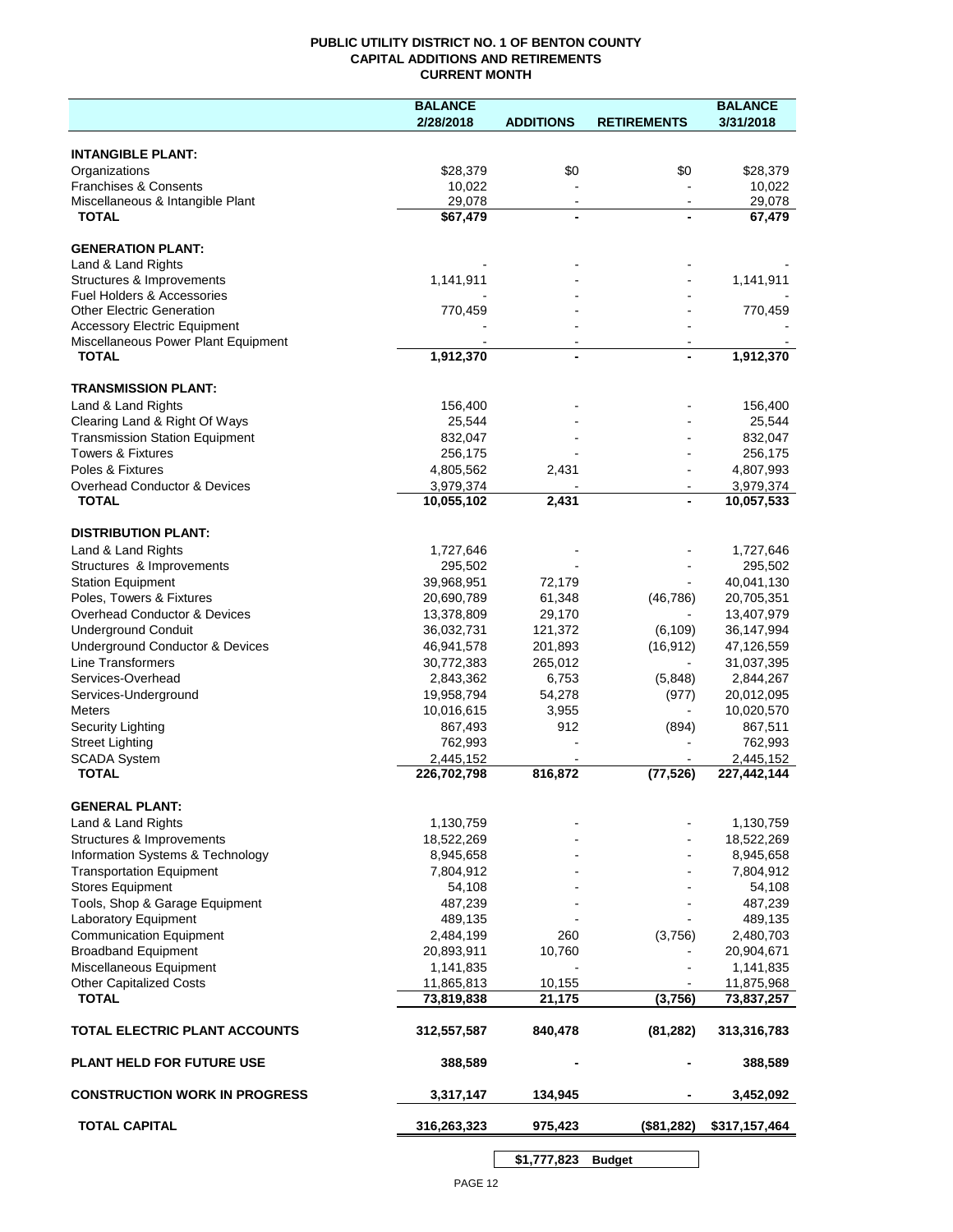**PUBLIC UTILITY DISTRICT NO. 1 OF BENTON COUNTY**
**CAPITAL ADDITIONS AND RETIREMENTS**
**CURRENT MONTH**

| | BALANCE 2/28/2018 | ADDITIONS | RETIREMENTS | BALANCE 3/31/2018 |
|---|---|---|---|---|
| **INTANGIBLE PLANT:** | | | | |
| Organizations | $28,379 | $0 | $0 | $28,379 |
| Franchises & Consents | 10,022 | - | - | 10,022 |
| Miscellaneous & Intangible Plant | 29,078 | - | - | 29,078 |
| **TOTAL** | **$67,479** | **-** | **-** | **67,479** |
| **GENERATION PLANT:** | | | | |
| Land & Land Rights | - | - | - | - |
| Structures & Improvements | 1,141,911 | - | - | 1,141,911 |
| Fuel Holders & Accessories | - | - | - | - |
| Other Electric Generation | 770,459 | - | - | 770,459 |
| Accessory Electric Equipment | - | - | - | - |
| Miscellaneous Power Plant Equipment | - | - | - | - |
| **TOTAL** | **1,912,370** | **-** | **-** | **1,912,370** |
| **TRANSMISSION PLANT:** | | | | |
| Land & Land Rights | 156,400 | - | - | 156,400 |
| Clearing Land & Right Of Ways | 25,544 | - | - | 25,544 |
| Transmission Station Equipment | 832,047 | - | - | 832,047 |
| Towers & Fixtures | 256,175 | - | - | 256,175 |
| Poles & Fixtures | 4,805,562 | 2,431 | - | 4,807,993 |
| Overhead Conductor & Devices | 3,979,374 | - | - | 3,979,374 |
| **TOTAL** | **10,055,102** | **2,431** | **-** | **10,057,533** |
| **DISTRIBUTION PLANT:** | | | | |
| Land & Land Rights | 1,727,646 | - | - | 1,727,646 |
| Structures & Improvements | 295,502 | - | - | 295,502 |
| Station Equipment | 39,968,951 | 72,179 | - | 40,041,130 |
| Poles, Towers & Fixtures | 20,690,789 | 61,348 | (46,786) | 20,705,351 |
| Overhead Conductor & Devices | 13,378,809 | 29,170 | - | 13,407,979 |
| Underground Conduit | 36,032,731 | 121,372 | (6,109) | 36,147,994 |
| Underground Conductor & Devices | 46,941,578 | 201,893 | (16,912) | 47,126,559 |
| Line Transformers | 30,772,383 | 265,012 | - | 31,037,395 |
| Services-Overhead | 2,843,362 | 6,753 | (5,848) | 2,844,267 |
| Services-Underground | 19,958,794 | 54,278 | (977) | 20,012,095 |
| Meters | 10,016,615 | 3,955 | - | 10,020,570 |
| Security Lighting | 867,493 | 912 | (894) | 867,511 |
| Street Lighting | 762,993 | - | - | 762,993 |
| SCADA System | 2,445,152 | - | - | 2,445,152 |
| **TOTAL** | **226,702,798** | **816,872** | **(77,526)** | **227,442,144** |
| **GENERAL PLANT:** | | | | |
| Land & Land Rights | 1,130,759 | - | - | 1,130,759 |
| Structures & Improvements | 18,522,269 | - | - | 18,522,269 |
| Information Systems & Technology | 8,945,658 | - | - | 8,945,658 |
| Transportation Equipment | 7,804,912 | - | - | 7,804,912 |
| Stores Equipment | 54,108 | - | - | 54,108 |
| Tools, Shop & Garage Equipment | 487,239 | - | - | 487,239 |
| Laboratory Equipment | 489,135 | - | - | 489,135 |
| Communication Equipment | 2,484,199 | 260 | (3,756) | 2,480,703 |
| Broadband Equipment | 20,893,911 | 10,760 | - | 20,904,671 |
| Miscellaneous Equipment | 1,141,835 | - | - | 1,141,835 |
| Other Capitalized Costs | 11,865,813 | 10,155 | - | 11,875,968 |
| **TOTAL** | **73,819,838** | **21,175** | **(3,756)** | **73,837,257** |
| **TOTAL ELECTRIC PLANT ACCOUNTS** | **312,557,587** | **840,478** | **(81,282)** | **313,316,783** |
| **PLANT HELD FOR FUTURE USE** | **388,589** | **-** | **-** | **388,589** |
| **CONSTRUCTION WORK IN PROGRESS** | **3,317,147** | **134,945** | **-** | **3,452,092** |
| **TOTAL CAPITAL** | **316,263,323** | **975,423** | **($81,282)** | **$317,157,464** |
| | | **$1,777,823** | **Budget** | |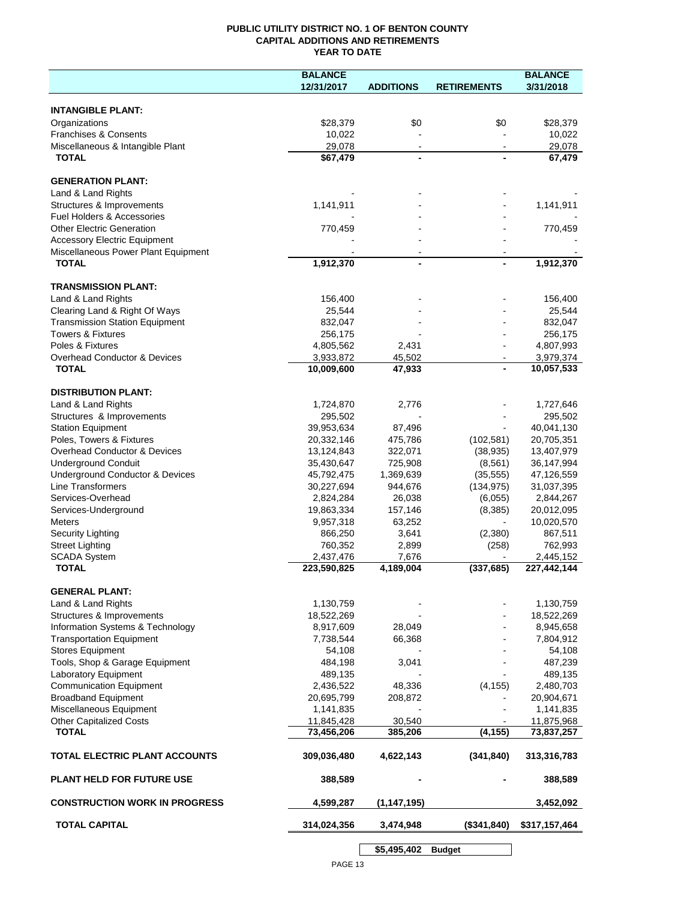**PUBLIC UTILITY DISTRICT NO. 1 OF BENTON COUNTY**
**CAPITAL ADDITIONS AND RETIREMENTS**
**YEAR TO DATE**

| | BALANCE 12/31/2017 | ADDITIONS | RETIREMENTS | BALANCE 3/31/2018 |
|---|---|---|---|---|
| **INTANGIBLE PLANT:** | | | | |
| Organizations | $28,379 | $0 | $0 | $28,379 |
| Franchises & Consents | 10,022 | - | - | 10,022 |
| Miscellaneous & Intangible Plant | 29,078 | - | - | 29,078 |
| **TOTAL** | **$67,479** | **-** | **-** | **67,479** |
| **GENERATION PLANT:** | | | | |
| Land & Land Rights | - | - | - | - |
| Structures & Improvements | 1,141,911 | - | - | 1,141,911 |
| Fuel Holders & Accessories | - | - | - | - |
| Other Electric Generation | 770,459 | - | - | 770,459 |
| Accessory Electric Equipment | - | - | - | - |
| Miscellaneous Power Plant Equipment | - | - | - | - |
| **TOTAL** | **1,912,370** | **-** | **-** | **1,912,370** |
| **TRANSMISSION PLANT:** | | | | |
| Land & Land Rights | 156,400 | - | - | 156,400 |
| Clearing Land & Right Of Ways | 25,544 | - | - | 25,544 |
| Transmission Station Equipment | 832,047 | - | - | 832,047 |
| Towers & Fixtures | 256,175 | - | - | 256,175 |
| Poles & Fixtures | 4,805,562 | 2,431 | - | 4,807,993 |
| Overhead Conductor & Devices | 3,933,872 | 45,502 | - | 3,979,374 |
| **TOTAL** | **10,009,600** | **47,933** | **-** | **10,057,533** |
| **DISTRIBUTION PLANT:** | | | | |
| Land & Land Rights | 1,724,870 | 2,776 | - | 1,727,646 |
| Structures & Improvements | 295,502 | - | - | 295,502 |
| Station Equipment | 39,953,634 | 87,496 | - | 40,041,130 |
| Poles, Towers & Fixtures | 20,332,146 | 475,786 | (102,581) | 20,705,351 |
| Overhead Conductor & Devices | 13,124,843 | 322,071 | (38,935) | 13,407,979 |
| Underground Conduit | 35,430,647 | 725,908 | (8,561) | 36,147,994 |
| Underground Conductor & Devices | 45,792,475 | 1,369,639 | (35,555) | 47,126,559 |
| Line Transformers | 30,227,694 | 944,676 | (134,975) | 31,037,395 |
| Services-Overhead | 2,824,284 | 26,038 | (6,055) | 2,844,267 |
| Services-Underground | 19,863,334 | 157,146 | (8,385) | 20,012,095 |
| Meters | 9,957,318 | 63,252 | - | 10,020,570 |
| Security Lighting | 866,250 | 3,641 | (2,380) | 867,511 |
| Street Lighting | 760,352 | 2,899 | (258) | 762,993 |
| SCADA System | 2,437,476 | 7,676 | - | 2,445,152 |
| **TOTAL** | **223,590,825** | **4,189,004** | **(337,685)** | **227,442,144** |
| **GENERAL PLANT:** | | | | |
| Land & Land Rights | 1,130,759 | - | - | 1,130,759 |
| Structures & Improvements | 18,522,269 | - | - | 18,522,269 |
| Information Systems & Technology | 8,917,609 | 28,049 | - | 8,945,658 |
| Transportation Equipment | 7,738,544 | 66,368 | - | 7,804,912 |
| Stores Equipment | 54,108 | - | - | 54,108 |
| Tools, Shop & Garage Equipment | 484,198 | 3,041 | - | 487,239 |
| Laboratory Equipment | 489,135 | - | - | 489,135 |
| Communication Equipment | 2,436,522 | 48,336 | (4,155) | 2,480,703 |
| Broadband Equipment | 20,695,799 | 208,872 | - | 20,904,671 |
| Miscellaneous Equipment | 1,141,835 | - | - | 1,141,835 |
| Other Capitalized Costs | 11,845,428 | 30,540 | - | 11,875,968 |
| **TOTAL** | **73,456,206** | **385,206** | **(4,155)** | **73,837,257** |
| **TOTAL ELECTRIC PLANT ACCOUNTS** | **309,036,480** | **4,622,143** | **(341,840)** | **313,316,783** |
| **PLANT HELD FOR FUTURE USE** | **388,589** | **-** | **-** | **388,589** |
| **CONSTRUCTION WORK IN PROGRESS** | **4,599,287** | **(1,147,195)** | | **3,452,092** |
| **TOTAL CAPITAL** | **314,024,356** | **3,474,948** | **($341,840)** | **$317,157,464** |
| | | **$5,495,402** | **Budget** | |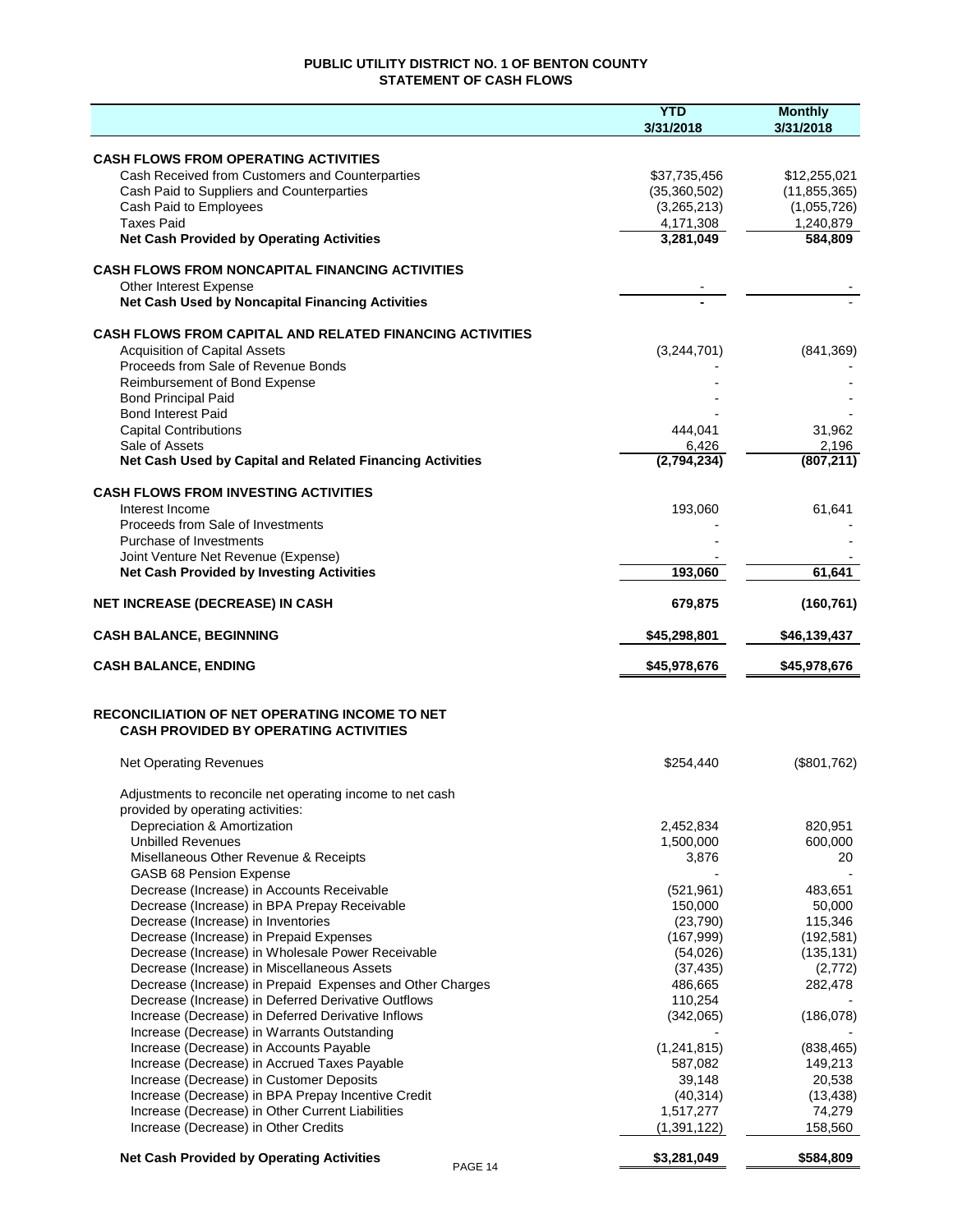# PUBLIC UTILITY DISTRICT NO. 1 OF BENTON COUNTY
## STATEMENT OF CASH FLOWS

| | YTD 3/31/2018 | Monthly 3/31/2018 |
|---|---|---|
| **CASH FLOWS FROM OPERATING ACTIVITIES** | | |
| Cash Received from Customers and Counterparties | $37,735,456 | $12,255,021 |
| Cash Paid to Suppliers and Counterparties | (35,360,502) | (11,855,365) |
| Cash Paid to Employees | (3,265,213) | (1,055,726) |
| Taxes Paid | 4,171,308 | 1,240,879 |
| **Net Cash Provided by Operating Activities** | **3,281,049** | **584,809** |
| **CASH FLOWS FROM NONCAPITAL FINANCING ACTIVITIES** | | |
| Other Interest Expense | - | - |
| **Net Cash Used by Noncapital Financing Activities** | **-** | - |
| **CASH FLOWS FROM CAPITAL AND RELATED FINANCING ACTIVITIES** | | |
| Acquisition of Capital Assets | (3,244,701) | (841,369) |
| Proceeds from Sale of Revenue Bonds | - | - |
| Reimbursement of Bond Expense | - | - |
| Bond Principal Paid | - | - |
| Bond Interest Paid | - | - |
| Capital Contributions | 444,041 | 31,962 |
| Sale of Assets | 6,426 | 2,196 |
| **Net Cash Used by Capital and Related Financing Activities** | **(2,794,234)** | **(807,211)** |
| **CASH FLOWS FROM INVESTING ACTIVITIES** | | |
| Interest Income | 193,060 | 61,641 |
| Proceeds from Sale of Investments | - | - |
| Purchase of Investments | - | - |
| Joint Venture Net Revenue (Expense) | - | - |
| **Net Cash Provided by Investing Activities** | **193,060** | **61,641** |
| **NET INCREASE (DECREASE) IN CASH** | **679,875** | **(160,761)** |
| **CASH BALANCE, BEGINNING** | **$45,298,801** | **$46,139,437** |
| **CASH BALANCE, ENDING** | **$45,978,676** | **$45,978,676** |

## RECONCILIATION OF NET OPERATING INCOME TO NET CASH PROVIDED BY OPERATING ACTIVITIES

| | YTD 3/31/2018 | Monthly 3/31/2018 |
|---|---|---|
| Net Operating Revenues | $254,440 | ($801,762) |
| Adjustments to reconcile net operating income to net cash provided by operating activities: | | |
| Depreciation & Amortization | 2,452,834 | 820,951 |
| Unbilled Revenues | 1,500,000 | 600,000 |
| Misellaneous Other Revenue & Receipts | 3,876 | 20 |
| GASB 68 Pension Expense | - | - |
| Decrease (Increase) in Accounts Receivable | (521,961) | 483,651 |
| Decrease (Increase) in BPA Prepay Receivable | 150,000 | 50,000 |
| Decrease (Increase) in Inventories | (23,790) | 115,346 |
| Decrease (Increase) in Prepaid Expenses | (167,999) | (192,581) |
| Decrease (Increase) in Wholesale Power Receivable | (54,026) | (135,131) |
| Decrease (Increase) in Miscellaneous Assets | (37,435) | (2,772) |
| Decrease (Increase) in Prepaid Expenses and Other Charges | 486,665 | 282,478 |
| Decrease (Increase) in Deferred Derivative Outflows | 110,254 | - |
| Increase (Decrease) in Deferred Derivative Inflows | (342,065) | (186,078) |
| Increase (Decrease) in Warrants Outstanding | - | - |
| Increase (Decrease) in Accounts Payable | (1,241,815) | (838,465) |
| Increase (Decrease) in Accrued Taxes Payable | 587,082 | 149,213 |
| Increase (Decrease) in Customer Deposits | 39,148 | 20,538 |
| Increase (Decrease) in BPA Prepay Incentive Credit | (40,314) | (13,438) |
| Increase (Decrease) in Other Current Liabilities | 1,517,277 | 74,279 |
| Increase (Decrease) in Other Credits | (1,391,122) | 158,560 |
| **Net Cash Provided by Operating Activities** | **$3,281,049** | **$584,809** |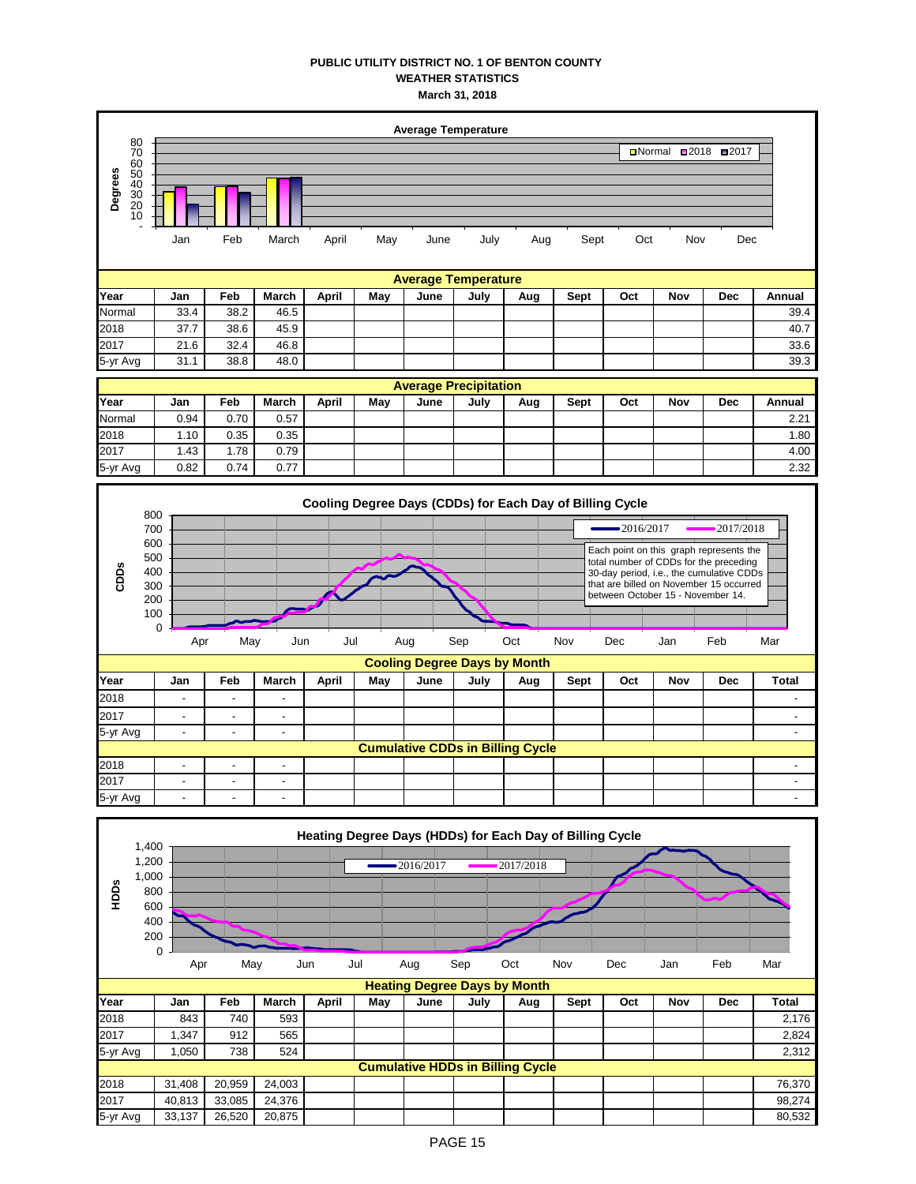**PUBLIC UTILITY DISTRICT NO. 1 OF BENTON COUNTY**
**WEATHER STATISTICS**
**March 31, 2018**

**Average Temperature**

| Year | Jan | Feb | March | April | May | June | July | Aug | Sept | Oct | Nov | Dec | Annual |
|---|---|---|---|---|---|---|---|---|---|---|---|---|---|
| Normal | 33.4 | 38.2 | 46.5 | | | | | | | | | | 39.4 |
| 2018 | 37.7 | 38.6 | 45.9 | | | | | | | | | | 40.7 |
| 2017 | 21.6 | 32.4 | 46.8 | | | | | | | | | | 33.6 |
| 5-yr Avg | 31.1 | 38.8 | 48.0 | | | | | | | | | | 39.3 |

**Average Precipitation**

| Year | Jan | Feb | March | April | May | June | July | Aug | Sept | Oct | Nov | Dec | Annual |
|---|---|---|---|---|---|---|---|---|---|---|---|---|---|
| Normal | 0.94 | 0.70 | 0.57 | | | | | | | | | | 2.21 |
| 2018 | 1.10 | 0.35 | 0.35 | | | | | | | | | | 1.80 |
| 2017 | 1.43 | 1.78 | 0.79 | | | | | | | | | | 4.00 |
| 5-yr Avg | 0.82 | 0.74 | 0.77 | | | | | | | | | | 2.32 |

**Cooling Degree Days (CDDs) for Each Day of Billing Cycle**

Each point on this graph represents the total number of CDDs for the preceding 30-day period, i.e., the cumulative CDDs that are billed on November 15 occurred between October 15 - November 14.

**Cooling Degree Days by Month**

| Year | Jan | Feb | March | April | May | June | July | Aug | Sept | Oct | Nov | Dec | Total |
|---|---|---|---|---|---|---|---|---|---|---|---|---|---|
| 2018 | - | - | - | | | | | | | | | | - |
| 2017 | - | - | - | | | | | | | | | | - |
| 5-yr Avg | - | - | - | | | | | | | | | | - |
| **Cumulative CDDs in Billing Cycle** | | | | | | | | | | | | | |
| 2018 | - | - | - | | | | | | | | | | - |
| 2017 | - | - | - | | | | | | | | | | - |
| 5-yr Avg | - | - | - | | | | | | | | | | - |

**Heating Degree Days (HDDs) for Each Day of Billing Cycle**

**Heating Degree Days by Month**

| Year | Jan | Feb | March | April | May | June | July | Aug | Sept | Oct | Nov | Dec | Total |
|---|---|---|---|---|---|---|---|---|---|---|---|---|---|
| 2018 | 843 | 740 | 593 | | | | | | | | | | 2,176 |
| 2017 | 1,347 | 912 | 565 | | | | | | | | | | 2,824 |
| 5-yr Avg | 1,050 | 738 | 524 | | | | | | | | | | 2,312 |
| **Cumulative HDDs in Billing Cycle** | | | | | | | | | | | | | |
| 2018 | 31,408 | 20,959 | 24,003 | | | | | | | | | | 76,370 |
| 2017 | 40,813 | 33,085 | 24,376 | | | | | | | | | | 98,274 |
| 5-yr Avg | 33,137 | 26,520 | 20,875 | | | | | | | | | | 80,532 |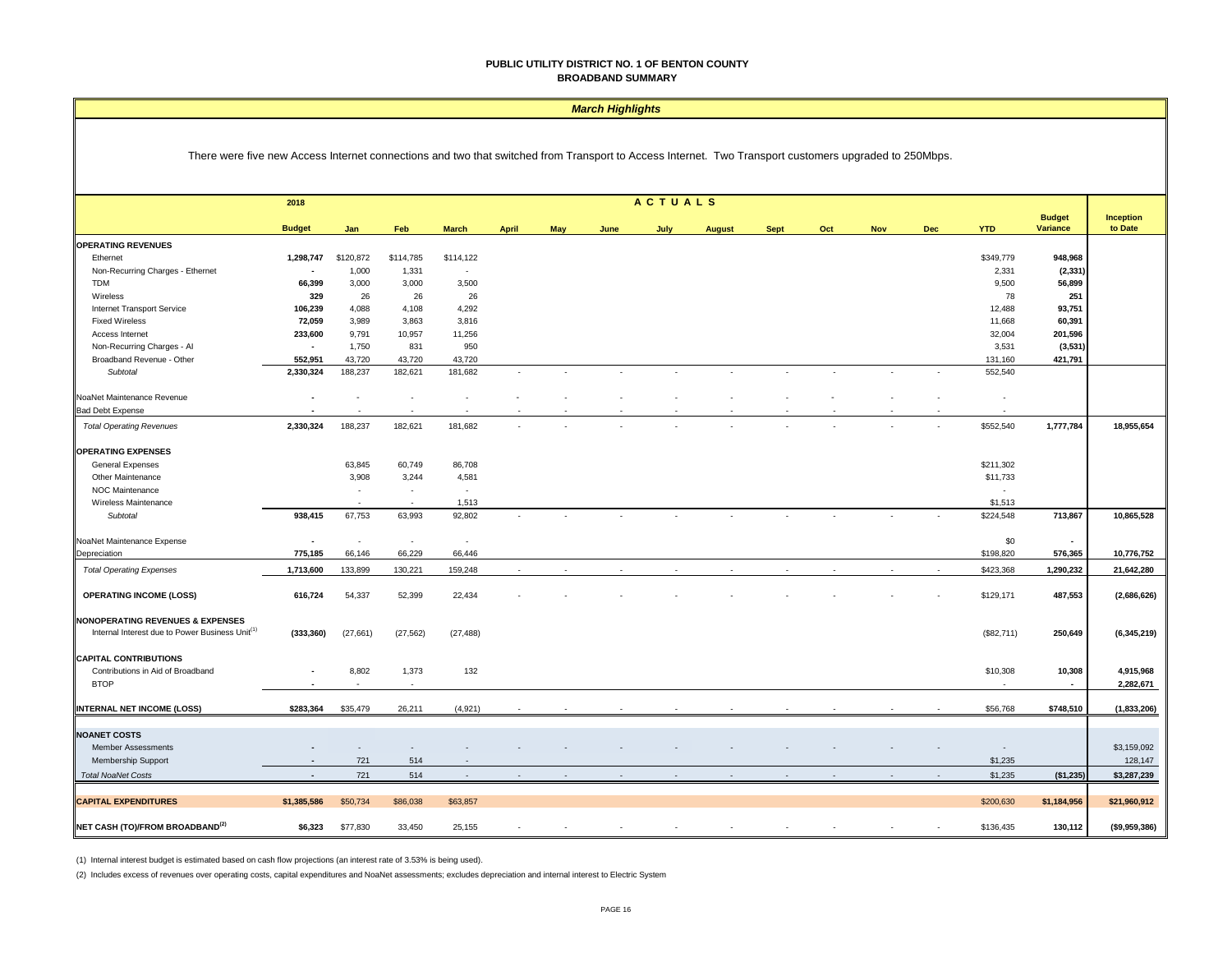**PUBLIC UTILITY DISTRICT NO. 1 OF BENTON COUNTY**
**BROADBAND SUMMARY**

***March Highlights***

There were five new Access Internet connections and two that switched from Transport to Access Internet. Two Transport customers upgraded to 250Mbps.

| | 2018 Budget | Jan | Feb | March | April | May | June | July | August | Sept | Oct | Nov | Dec | YTD | Budget Variance | Inception to Date |
|---|---|---|---|---|---|---|---|---|---|---|---|---|---|---|---|---|
| **OPERATING REVENUES** | | | | | | | | | | | | | | | | |
| Ethernet | **1,298,747** | $120,872 | $114,785 | $114,122 | | | | | | | | | | $349,779 | **948,968** | |
| Non-Recurring Charges - Ethernet | **-** | 1,000 | 1,331 | - | | | | | | | | | | 2,331 | **(2,331)** | |
| TDM | **66,399** | 3,000 | 3,000 | 3,500 | | | | | | | | | | 9,500 | **56,899** | |
| Wireless | **329** | 26 | 26 | 26 | | | | | | | | | | 78 | **251** | |
| Internet Transport Service | **106,239** | 4,088 | 4,108 | 4,292 | | | | | | | | | | 12,488 | **93,751** | |
| Fixed Wireless | **72,059** | 3,989 | 3,863 | 3,816 | | | | | | | | | | 11,668 | **60,391** | |
| Access Internet | **233,600** | 9,791 | 10,957 | 11,256 | | | | | | | | | | 32,004 | **201,596** | |
| Non-Recurring Charges - AI | **-** | 1,750 | 831 | 950 | | | | | | | | | | 3,531 | **(3,531)** | |
| Broadband Revenue - Other | **552,951** | 43,720 | 43,720 | 43,720 | | | | | | | | | | 131,160 | **421,791** | |
| *Subtotal* | **2,330,324** | 188,237 | 182,621 | 181,682 | - | - | - | - | - | - | - | - | - | 552,540 | | |
| NoaNet Maintenance Revenue | **-** | - | - | - | - | - | - | - | - | - | - | - | - | - | | |
| Bad Debt Expense | **-** | - | - | - | - | - | - | - | - | - | - | - | - | - | | |
| *Total Operating Revenues* | **2,330,324** | 188,237 | 182,621 | 181,682 | - | - | - | - | - | - | - | - | - | $552,540 | **1,777,784** | **18,955,654** |
| **OPERATING EXPENSES** | | | | | | | | | | | | | | | | |
| General Expenses | | 63,845 | 60,749 | 86,708 | | | | | | | | | | $211,302 | | |
| Other Maintenance | | 3,908 | 3,244 | 4,581 | | | | | | | | | | $11,733 | | |
| NOC Maintenance | | - | - | - | | | | | | | | | | - | | |
| Wireless Maintenance | | - | - | 1,513 | | | | | | | | | | $1,513 | | |
| *Subtotal* | **938,415** | 67,753 | 63,993 | 92,802 | - | - | - | - | - | - | - | - | - | $224,548 | **713,867** | **10,865,528** |
| NoaNet Maintenance Expense | **-** | - | - | - | | | | | | | | | | $0 | **-** | |
| Depreciation | **775,185** | 66,146 | 66,229 | 66,446 | | | | | | | | | | $198,820 | **576,365** | **10,776,752** |
| *Total Operating Expenses* | **1,713,600** | 133,899 | 130,221 | 159,248 | - | - | - | - | - | - | - | - | - | $423,368 | **1,290,232** | **21,642,280** |
| **OPERATING INCOME (LOSS)** | **616,724** | 54,337 | 52,399 | 22,434 | - | - | - | - | - | - | - | - | - | $129,171 | **487,553** | **(2,686,626)** |
| **NONOPERATING REVENUES & EXPENSES** | | | | | | | | | | | | | | | | |
| Internal Interest due to Power Business Unit[1] | **(333,360)** | (27,661) | (27,562) | (27,488) | | | | | | | | | | ($82,711) | **250,649** | **(6,345,219)** |
| **CAPITAL CONTRIBUTIONS** | | | | | | | | | | | | | | | | |
| Contributions in Aid of Broadband | **-** | 8,802 | 1,373 | 132 | | | | | | | | | | $10,308 | **10,308** | **4,915,968** |
| BTOP | **-** | - | - | | | | | | | | | | | - | **-** | **2,282,671** |
| **INTERNAL NET INCOME (LOSS)** | **$283,364** | $35,479 | 26,211 | (4,921) | - | - | - | - | - | - | - | - | - | $56,768 | **$748,510** | **(1,833,206)** |
| **NOANET COSTS** | | | | | | | | | | | | | | | | |
| Member Assessments | **-** | - | - | - | - | - | - | - | - | - | - | - | - | - | | $3,159,092 |
| Membership Support | **-** | 721 | 514 | - | | | | | | | | | | $1,235 | | 128,147 |
| *Total NoaNet Costs* | **-** | 721 | 514 | - | - | - | - | - | - | - | - | - | - | $1,235 | **($1,235)** | **$3,287,239** |
| **CAPITAL EXPENDITURES** | **$1,385,586** | $50,734 | $86,038 | $63,857 | | | | | | | | | | $200,630 | **$1,184,956** | **$21,960,912** |
| **NET CASH (TO)/FROM BROADBAND[2]** | **$6,323** | $77,830 | 33,450 | 25,155 | - | - | - | - | - | - | - | - | - | $136,435 | **130,112** | **($9,959,386)** |

(1) Internal interest budget is estimated based on cash flow projections (an interest rate of 3.53% is being used).

(2) Includes excess of revenues over operating costs, capital expenditures and NoaNet assessments; excludes depreciation and internal interest to Electric System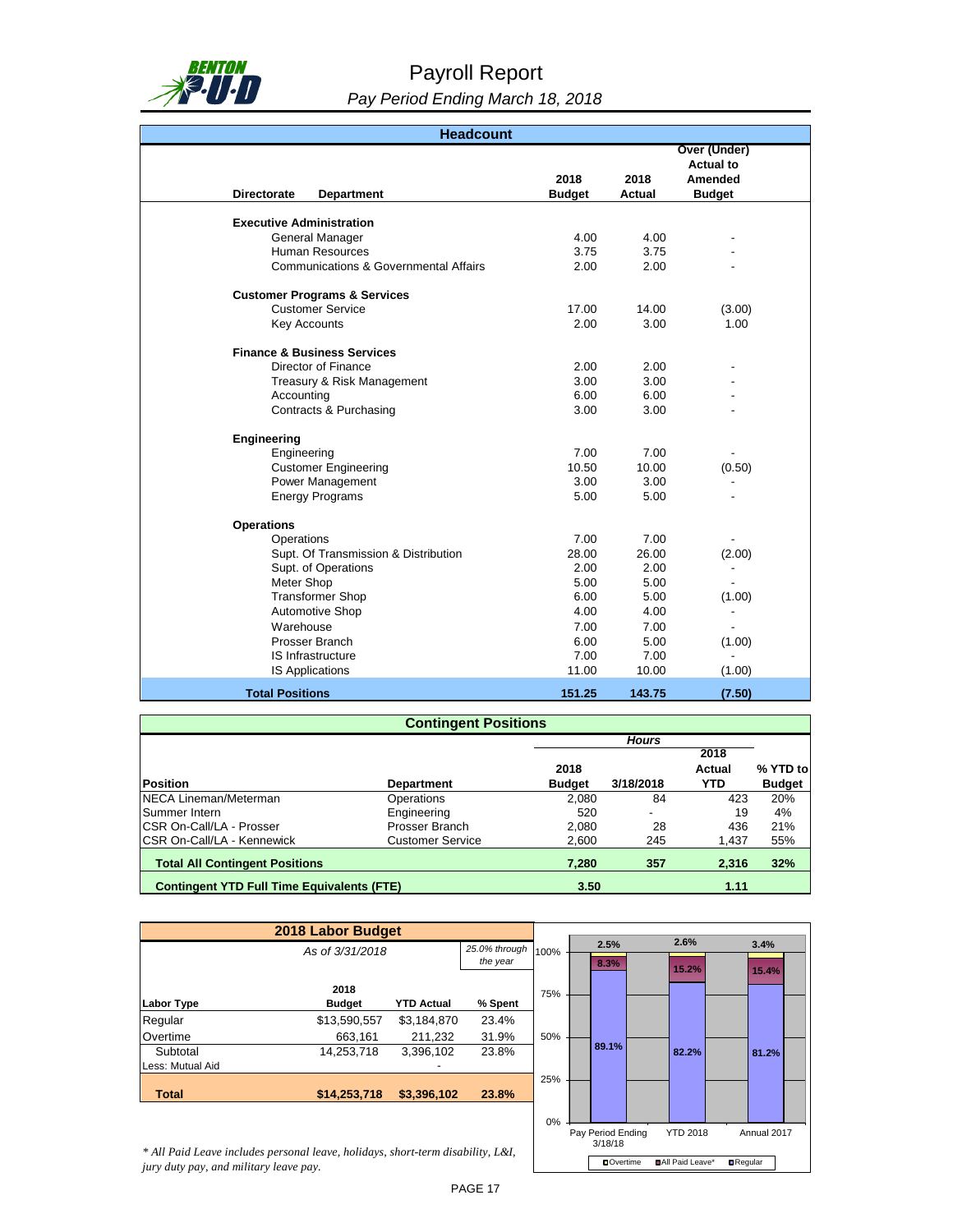# Payroll Report

*Pay Period Ending March 18, 2018*

## Headcount

| Directorate | Department | 2018 Budget | 2018 Actual | Over (Under) Actual to Amended Budget |
|---|---|---|---|---|
| **Executive Administration** | | | | |
| | General Manager | 4.00 | 4.00 | - |
| | Human Resources | 3.75 | 3.75 | - |
| | Communications & Governmental Affairs | 2.00 | 2.00 | - |
| **Customer Programs & Services** | | | | |
| | Customer Service | 17.00 | 14.00 | (3.00) |
| | Key Accounts | 2.00 | 3.00 | 1.00 |
| **Finance & Business Services** | | | | |
| | Director of Finance | 2.00 | 2.00 | - |
| | Treasury & Risk Management | 3.00 | 3.00 | - |
| | Accounting | 6.00 | 6.00 | - |
| | Contracts & Purchasing | 3.00 | 3.00 | - |
| **Engineering** | | | | |
| | Engineering | 7.00 | 7.00 | - |
| | Customer Engineering | 10.50 | 10.00 | (0.50) |
| | Power Management | 3.00 | 3.00 | - |
| | Energy Programs | 5.00 | 5.00 | - |
| **Operations** | | | | |
| | Operations | 7.00 | 7.00 | - |
| | Supt. Of Transmission & Distribution | 28.00 | 26.00 | (2.00) |
| | Supt. of Operations | 2.00 | 2.00 | - |
| | Meter Shop | 5.00 | 5.00 | - |
| | Transformer Shop | 6.00 | 5.00 | (1.00) |
| | Automotive Shop | 4.00 | 4.00 | - |
| | Warehouse | 7.00 | 7.00 | - |
| | Prosser Branch | 6.00 | 5.00 | (1.00) |
| | IS Infrastructure | 7.00 | 7.00 | - |
| | IS Applications | 11.00 | 10.00 | (1.00) |
| **Total Positions** | | **151.25** | **143.75** | **(7.50)** |

## Contingent Positions

| Position | Department | Hours 2018 Budget | 3/18/2018 | 2018 Actual YTD | % YTD to Budget |
|---|---|---|---|---|---|
| NECA Lineman/Meterman | Operations | 2,080 | 84 | 423 | 20% |
| Summer Intern | Engineering | 520 | - | 19 | 4% |
| CSR On-Call/LA - Prosser | Prosser Branch | 2,080 | 28 | 436 | 21% |
| CSR On-Call/LA - Kennewick | Customer Service | 2,600 | 245 | 1,437 | 55% |
| **Total All Contingent Positions** | | **7,280** | **357** | **2,316** | **32%** |
| **Contingent YTD Full Time Equivalents (FTE)** | | **3.50** | | **1.11** | |

## 2018 Labor Budget

*As of 3/31/2018* — *25.0% through the year*

| Labor Type | 2018 Budget | YTD Actual | % Spent |
|---|---|---|---|
| Regular | $13,590,557 | $3,184,870 | 23.4% |
| Overtime | 663,161 | 211,232 | 31.9% |
| Subtotal | 14,253,718 | 3,396,102 | 23.8% |
| Less: Mutual Aid | | - | |
| **Total** | **$14,253,718** | **$3,396,102** | **23.8%** |

Pay Period Ending 3/18/18: 2.5%, 8.3%, 89.1%
YTD 2018: 2.6%, 15.2%, 82.2%
Annual 2017: 3.4%, 15.4%, 81.2%
100%, 75%, 50%, 25%, 0%
Overtime, All Paid Leave*, Regular

*\* All Paid Leave includes personal leave, holidays, short-term disability, L&I, jury duty pay, and military leave pay.*